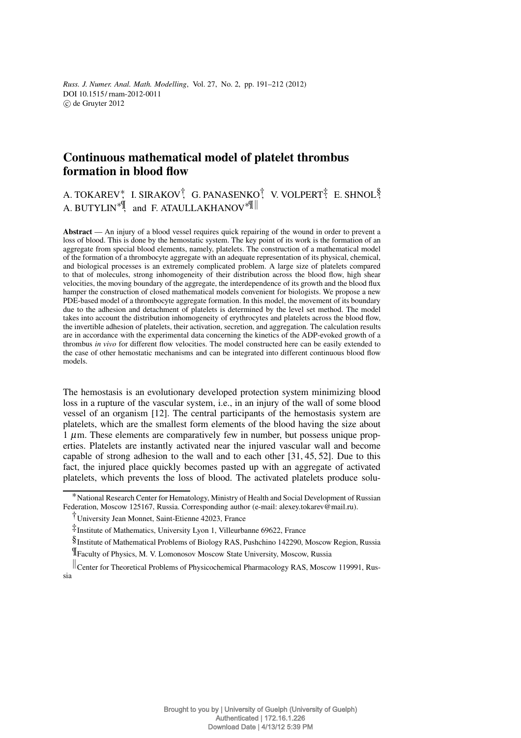# Continuous mathematical model of platelet thrombus formation in blood flow

A. TOKAREV[*], I. SIRAKOV[†], G. PANASENKO[†], V. VOLPERT[‡], E. SHNOL[§], A. BUTYLIN[*¶], and F. ATAULLAKHANOV[*¶||]

**Abstract** — An injury of a blood vessel requires quick repairing of the wound in order to prevent a loss of blood. This is done by the hemostatic system. The key point of its work is the formation of an aggregate from special blood elements, namely, platelets. The construction of a mathematical model of the formation of a thrombocyte aggregate with an adequate representation of its physical, chemical, and biological processes is an extremely complicated problem. A large size of platelets compared to that of molecules, strong inhomogeneity of their distribution across the blood flow, high shear velocities, the moving boundary of the aggregate, the interdependence of its growth and the blood flux hamper the construction of closed mathematical models convenient for biologists. We propose a new PDE-based model of a thrombocyte aggregate formation. In this model, the movement of its boundary due to the adhesion and detachment of platelets is determined by the level set method. The model takes into account the distribution inhomogeneity of erythrocytes and platelets across the blood flow, the invertible adhesion of platelets, their activation, secretion, and aggregation. The calculation results are in accordance with the experimental data concerning the kinetics of the ADP-evoked growth of a thrombus *in vivo* for different flow velocities. The model constructed here can be easily extended to the case of other hemostatic mechanisms and can be integrated into different continuous blood flow models.

The hemostasis is an evolutionary developed protection system minimizing blood loss in a rupture of the vascular system, i.e., in an injury of the wall of some blood vessel of an organism [12]. The central participants of the hemostasis system are platelets, which are the smallest form elements of the blood having the size about 1 $\mu$m. These elements are comparatively few in number, but possess unique properties. Platelets are instantly activated near the injured vascular wall and become capable of strong adhesion to the wall and to each other [31, 45, 52]. Due to this fact, the injured place quickly becomes pasted up with an aggregate of activated platelets, which prevents the loss of blood. The activated platelets produce solu-

---

[*] National Research Center for Hematology, Ministry of Health and Social Development of Russian Federation, Moscow 125167, Russia. Corresponding author (e-mail: alexey.tokarev@mail.ru).

[†] University Jean Monnet, Saint-Etienne 42023, France

[‡] Institute of Mathematics, University Lyon 1, Villeurbanne 69622, France

[§] Institute of Mathematical Problems of Biology RAS, Pushchino 142290, Moscow Region, Russia

[¶] Faculty of Physics, M. V. Lomonosov Moscow State University, Moscow, Russia

[||] Center for Theoretical Problems of Physicochemical Pharmacology RAS, Moscow 119991, Russia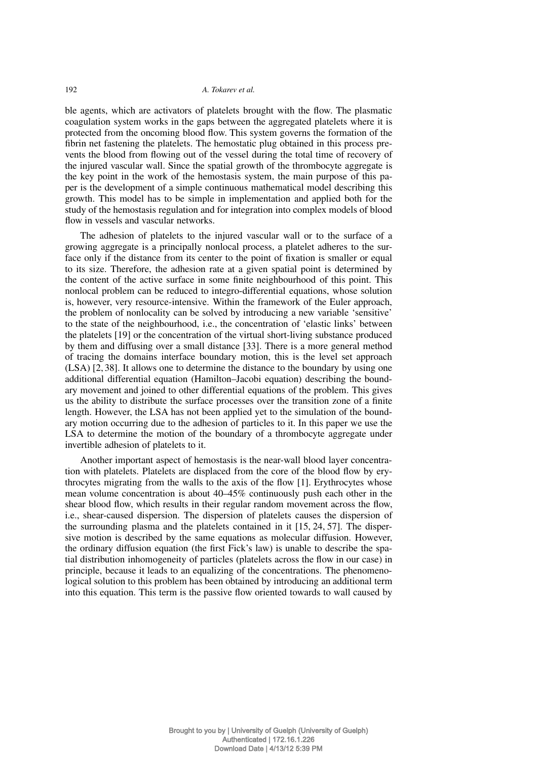ble agents, which are activators of platelets brought with the flow. The plasmatic coagulation system works in the gaps between the aggregated platelets where it is protected from the oncoming blood flow. This system governs the formation of the fibrin net fastening the platelets. The hemostatic plug obtained in this process prevents the blood from flowing out of the vessel during the total time of recovery of the injured vascular wall. Since the spatial growth of the thrombocyte aggregate is the key point in the work of the hemostasis system, the main purpose of this paper is the development of a simple continuous mathematical model describing this growth. This model has to be simple in implementation and applied both for the study of the hemostasis regulation and for integration into complex models of blood flow in vessels and vascular networks.

The adhesion of platelets to the injured vascular wall or to the surface of a growing aggregate is a principally nonlocal process, a platelet adheres to the surface only if the distance from its center to the point of fixation is smaller or equal to its size. Therefore, the adhesion rate at a given spatial point is determined by the content of the active surface in some finite neighbourhood of this point. This nonlocal problem can be reduced to integro-differential equations, whose solution is, however, very resource-intensive. Within the framework of the Euler approach, the problem of nonlocality can be solved by introducing a new variable 'sensitive' to the state of the neighbourhood, i.e., the concentration of 'elastic links' between the platelets [19] or the concentration of the virtual short-living substance produced by them and diffusing over a small distance [33]. There is a more general method of tracing the domains interface boundary motion, this is the level set approach (LSA) [2, 38]. It allows one to determine the distance to the boundary by using one additional differential equation (Hamilton–Jacobi equation) describing the boundary movement and joined to other differential equations of the problem. This gives us the ability to distribute the surface processes over the transition zone of a finite length. However, the LSA has not been applied yet to the simulation of the boundary motion occurring due to the adhesion of particles to it. In this paper we use the LSA to determine the motion of the boundary of a thrombocyte aggregate under invertible adhesion of platelets to it.

Another important aspect of hemostasis is the near-wall blood layer concentration with platelets. Platelets are displaced from the core of the blood flow by erythrocytes migrating from the walls to the axis of the flow [1]. Erythrocytes whose mean volume concentration is about 40–45% continuously push each other in the shear blood flow, which results in their regular random movement across the flow, i.e., shear-caused dispersion. The dispersion of platelets causes the dispersion of the surrounding plasma and the platelets contained in it [15, 24, 57]. The dispersive motion is described by the same equations as molecular diffusion. However, the ordinary diffusion equation (the first Fick's law) is unable to describe the spatial distribution inhomogeneity of particles (platelets across the flow in our case) in principle, because it leads to an equalizing of the concentrations. The phenomenological solution to this problem has been obtained by introducing an additional term into this equation. This term is the passive flow oriented towards to wall caused by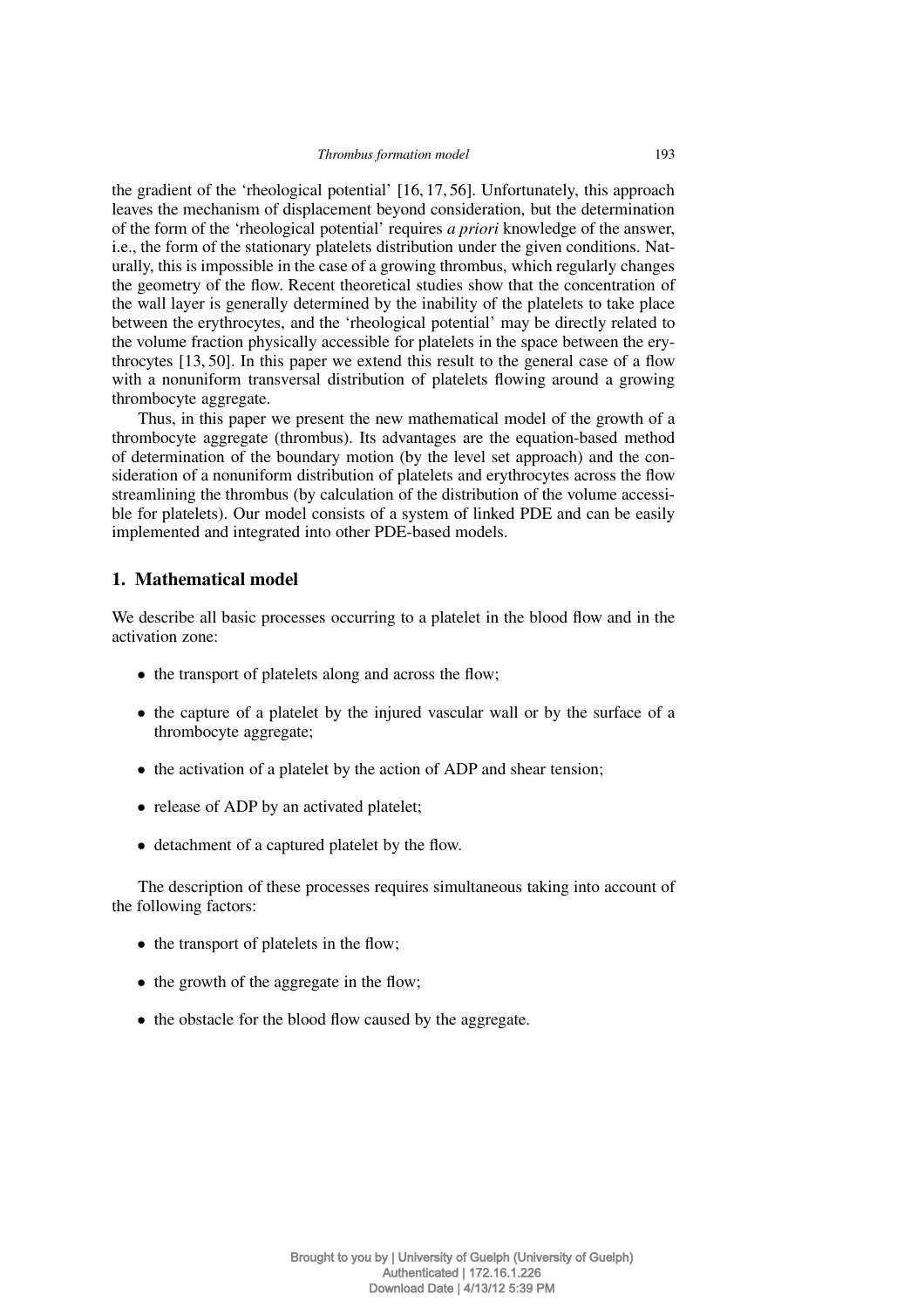the gradient of the 'rheological potential' [16, 17, 56]. Unfortunately, this approach leaves the mechanism of displacement beyond consideration, but the determination of the form of the 'rheological potential' requires *a priori* knowledge of the answer, i.e., the form of the stationary platelets distribution under the given conditions. Naturally, this is impossible in the case of a growing thrombus, which regularly changes the geometry of the flow. Recent theoretical studies show that the concentration of the wall layer is generally determined by the inability of the platelets to take place between the erythrocytes, and the 'rheological potential' may be directly related to the volume fraction physically accessible for platelets in the space between the erythrocytes [13, 50]. In this paper we extend this result to the general case of a flow with a nonuniform transversal distribution of platelets flowing around a growing thrombocyte aggregate.

Thus, in this paper we present the new mathematical model of the growth of a thrombocyte aggregate (thrombus). Its advantages are the equation-based method of determination of the boundary motion (by the level set approach) and the consideration of a nonuniform distribution of platelets and erythrocytes across the flow streamlining the thrombus (by calculation of the distribution of the volume accessible for platelets). Our model consists of a system of linked PDE and can be easily implemented and integrated into other PDE-based models.

## 1. Mathematical model

We describe all basic processes occurring to a platelet in the blood flow and in the activation zone:

- the transport of platelets along and across the flow;
- the capture of a platelet by the injured vascular wall or by the surface of a thrombocyte aggregate;
- the activation of a platelet by the action of ADP and shear tension;
- release of ADP by an activated platelet;
- detachment of a captured platelet by the flow.

The description of these processes requires simultaneous taking into account of the following factors:

- the transport of platelets in the flow;
- the growth of the aggregate in the flow;
- the obstacle for the blood flow caused by the aggregate.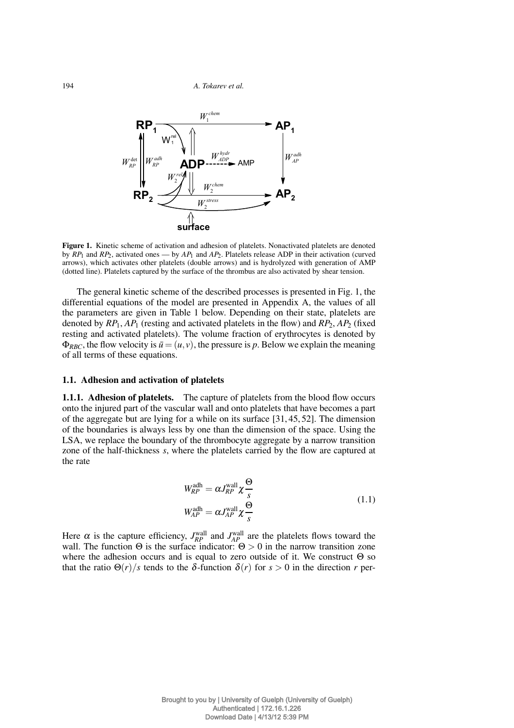**Figure 1.** Kinetic scheme of activation and adhesion of platelets. Nonactivated platelets are denoted by $RP_1$ and $RP_2$, activated ones — by $AP_1$ and $AP_2$. Platelets release ADP in their activation (curved arrows), which activates other platelets (double arrows) and is hydrolyzed with generation of AMP (dotted line). Platelets captured by the surface of the thrombus are also activated by shear tension.

The general kinetic scheme of the described processes is presented in Fig. 1, the differential equations of the model are presented in Appendix A, the values of all the parameters are given in Table 1 below. Depending on their state, platelets are denoted by $RP_1$, $AP_1$ (resting and activated platelets in the flow) and $RP_2$, $AP_2$ (fixed resting and activated platelets). The volume fraction of erythrocytes is denoted by $\Phi_{RBC}$, the flow velocity is $\bar{u} = (u, v)$, the pressure is $p$. Below we explain the meaning of all terms of these equations.

### 1.1. Adhesion and activation of platelets

**1.1.1. Adhesion of platelets.** The capture of platelets from the blood flow occurs onto the injured part of the vascular wall and onto platelets that have becomes a part of the aggregate but are lying for a while on its surface [31, 45, 52]. The dimension of the boundaries is always less by one than the dimension of the space. Using the LSA, we replace the boundary of the thrombocyte aggregate by a narrow transition zone of the half-thickness $s$, where the platelets carried by the flow are captured at the rate

$$
\begin{aligned}
W_{RP}^{\text{adh}} &= \alpha J_{RP}^{\text{wall}} \chi \frac{\Theta}{s} \\
W_{AP}^{\text{adh}} &= \alpha J_{AP}^{\text{wall}} \chi \frac{\Theta}{s}
\end{aligned}
\tag{1.1}
$$

Here $\alpha$ is the capture efficiency, $J_{RP}^{\text{wall}}$ and $J_{AP}^{\text{wall}}$ are the platelets flows toward the wall. The function $\Theta$ is the surface indicator: $\Theta > 0$ in the narrow transition zone where the adhesion occurs and is equal to zero outside of it. We construct $\Theta$ so that the ratio $\Theta(r)/s$ tends to the $\delta$-function $\delta(r)$ for $s > 0$ in the direction $r$ per-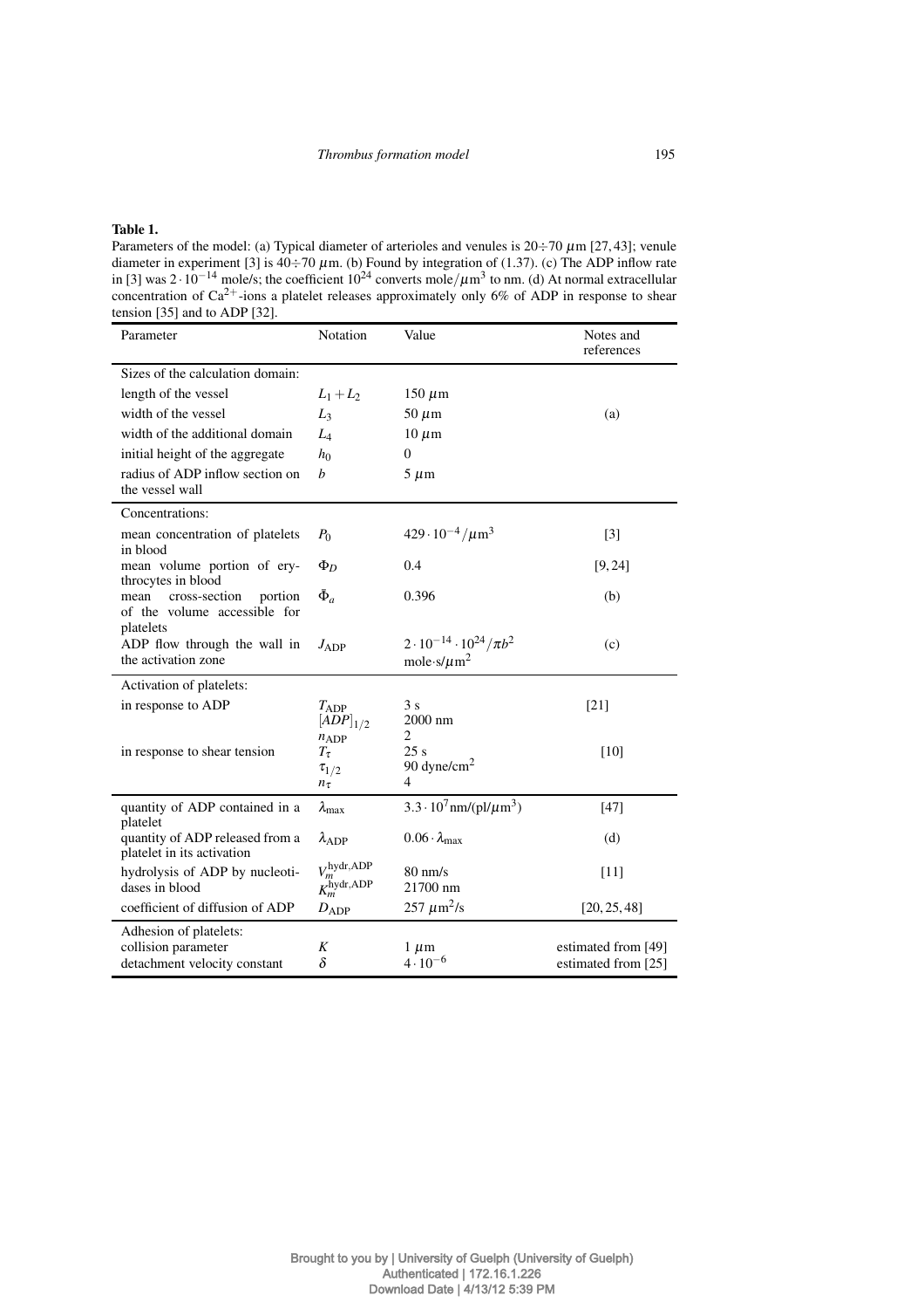**Table 1.**
Parameters of the model: (a) Typical diameter of arterioles and venules is 20÷70 $\mu$m [27, 43]; venule diameter in experiment [3] is 40÷70 $\mu$m. (b) Found by integration of (1.37). (c) The ADP inflow rate in [3] was $2 \cdot 10^{-14}$ mole/s; the coefficient $10^{24}$ converts mole/$\mu$m$^3$ to nm. (d) At normal extracellular concentration of $Ca^{2+}$-ions a platelet releases approximately only 6% of ADP in response to shear tension [35] and to ADP [32].

| Parameter | Notation | Value | Notes and references |
|---|---|---|---|
| Sizes of the calculation domain: | | | |
| length of the vessel | $L_1 + L_2$ | 150 $\mu$m | |
| width of the vessel | $L_3$ | 50 $\mu$m | (a) |
| width of the additional domain | $L_4$ | 10 $\mu$m | |
| initial height of the aggregate | $h_0$ | 0 | |
| radius of ADP inflow section on the vessel wall | $b$ | 5 $\mu$m | |
| Concentrations: | | | |
| mean concentration of platelets in blood | $P_0$ | $429 \cdot 10^{-4}/\mu\text{m}^3$ | [3] |
| mean volume portion of erythrocytes in blood | $\Phi_D$ | 0.4 | [9, 24] |
| mean cross-section portion of the volume accessible for platelets | $\bar{\Phi}_a$ | 0.396 | (b) |
| ADP flow through the wall in the activation zone | $J_{\text{ADP}}$ | $2 \cdot 10^{-14} \cdot 10^{24}/\pi b^2$ mole$\cdot$s/$\mu$m$^2$ | (c) |
| Activation of platelets: | | | |
| in response to ADP | $T_{\text{ADP}}$ | 3 s | [21] |
| | $[ADP]_{1/2}$ | 2000 nm | |
| | $n_{\text{ADP}}$ | 2 | |
| in response to shear tension | $T_\tau$ | 25 s | [10] |
| | $\tau_{1/2}$ | 90 dyne/cm$^2$ | |
| | $n_\tau$ | 4 | |
| quantity of ADP contained in a platelet | $\lambda_{\max}$ | $3.3 \cdot 10^7$ nm/(pl/$\mu$m$^3$) | [47] |
| quantity of ADP released from a platelet in its activation | $\lambda_{\text{ADP}}$ | $0.06 \cdot \lambda_{\max}$ | (d) |
| hydrolysis of ADP by nucleotidases in blood | $V_m^{\text{hydr,ADP}}$ | 80 nm/s | [11] |
| | $K_m^{\text{hydr,ADP}}$ | 21700 nm | |
| coefficient of diffusion of ADP | $D_{\text{ADP}}$ | 257 $\mu$m$^2$/s | [20, 25, 48] |
| Adhesion of platelets: | | | |
| collision parameter | $K$ | 1 $\mu$m | estimated from [49] |
| detachment velocity constant | $\delta$ | $4 \cdot 10^{-6}$ | estimated from [25] |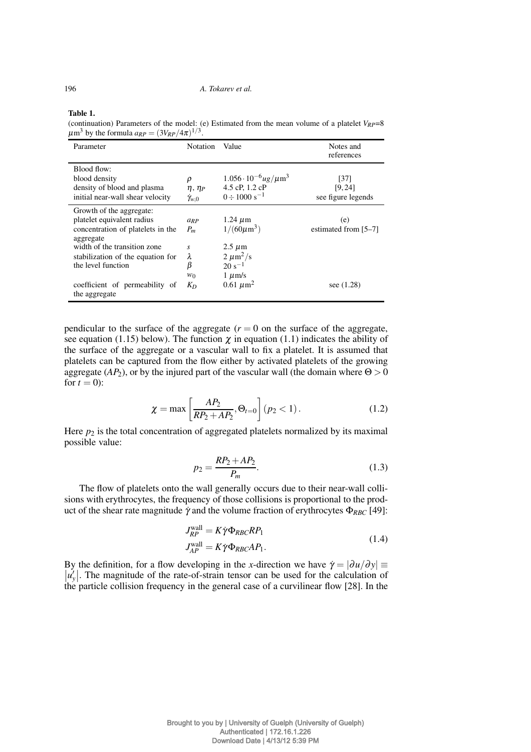**Table 1.**

(continuation) Parameters of the model: (e) Estimated from the mean volume of a platelet $V_{RP}$=8 $\mu$m$^3$ by the formula $a_{RP} = (3V_{RP}/4\pi)^{1/3}$.

| Parameter | Notation | Value | Notes and references |
|---|---|---|---|
| Blood flow: | | | |
| blood density | $\rho$ | $1.056 \cdot 10^{-6} ug/\mu\text{m}^3$ | [37] |
| density of blood and plasma | $\eta$, $\eta_P$ | 4.5 cP, 1.2 cP | [9, 24] |
| initial near-wall shear velocity | $\dot{\gamma}_{w,0}$ | $0 \div 1000\ \text{s}^{-1}$ | see figure legends |
| Growth of the aggregate: | | | |
| platelet equivalent radius | $a_{RP}$ | 1.24 $\mu$m | (e) |
| concentration of platelets in the aggregate | $P_m$ | $1/(60\mu\text{m}^3)$ | estimated from [5–7] |
| width of the transition zone | $s$ | 2.5 $\mu$m | |
| stabilization of the equation for | $\lambda$ | 2 $\mu\text{m}^2/\text{s}$ | |
| the level function | $\beta$ | 20 $\text{s}^{-1}$ | |
| | $w_0$ | 1 $\mu$m/s | |
| coefficient of permeability of the aggregate | $K_D$ | 0.61 $\mu\text{m}^2$ | see (1.28) |

pendicular to the surface of the aggregate ($r = 0$ on the surface of the aggregate, see equation (1.15) below). The function $\chi$ in equation (1.1) indicates the ability of the surface of the aggregate or a vascular wall to fix a platelet. It is assumed that platelets can be captured from the flow either by activated platelets of the growing aggregate ($AP_2$), or by the injured part of the vascular wall (the domain where $\Theta > 0$ for $t = 0$):

$$\chi = \max\left[\frac{AP_2}{RP_2 + AP_2}, \Theta_{t=0}\right](p_2 < 1). \tag{1.2}$$

Here $p_2$ is the total concentration of aggregated platelets normalized by its maximal possible value:

$$p_2 = \frac{RP_2 + AP_2}{P_m}. \tag{1.3}$$

The flow of platelets onto the wall generally occurs due to their near-wall collisions with erythrocytes, the frequency of those collisions is proportional to the product of the shear rate magnitude $\dot{\gamma}$ and the volume fraction of erythrocytes $\Phi_{RBC}$ [49]:

$$\begin{aligned} J_{RP}^{\text{wall}} &= K\dot{\gamma}\Phi_{RBC}RP_1 \\ J_{AP}^{\text{wall}} &= K\dot{\gamma}\Phi_{RBC}AP_1. \end{aligned} \tag{1.4}$$

By the definition, for a flow developing in the $x$-direction we have $\dot{\gamma} = |\partial u/\partial y| \equiv |u'_y|$. The magnitude of the rate-of-strain tensor can be used for the calculation of the particle collision frequency in the general case of a curvilinear flow [28]. In the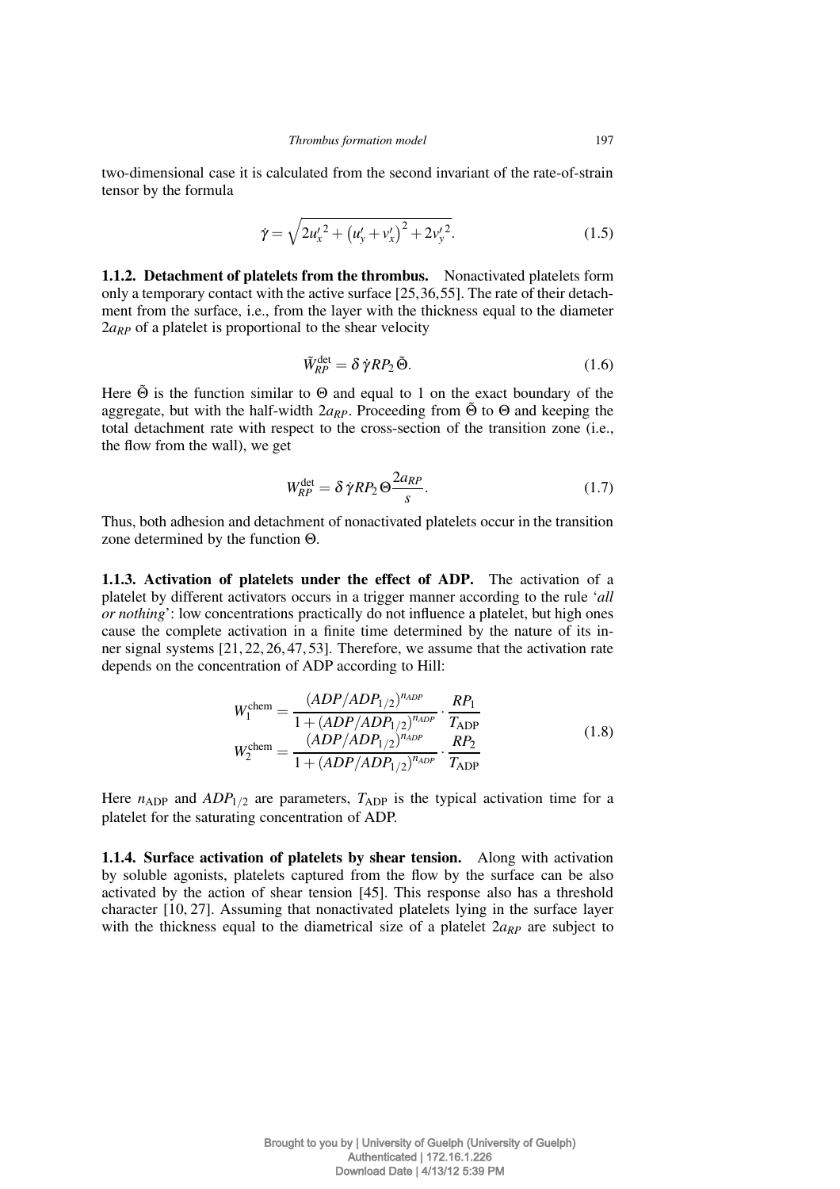two-dimensional case it is calculated from the second invariant of the rate-of-strain tensor by the formula

$$\dot{\gamma} = \sqrt{2u_x'^2 + \left(u_y' + v_x'\right)^2 + 2v_y'^2}. \tag{1.5}$$

**1.1.2. Detachment of platelets from the thrombus.** Nonactivated platelets form only a temporary contact with the active surface [25,36,55]. The rate of their detachment from the surface, i.e., from the layer with the thickness equal to the diameter $2a_{RP}$ of a platelet is proportional to the shear velocity

$$\tilde{W}_{RP}^{\text{det}} = \delta\, \dot{\gamma} RP_2 \tilde{\Theta}. \tag{1.6}$$

Here $\tilde{\Theta}$ is the function similar to $\Theta$ and equal to 1 on the exact boundary of the aggregate, but with the half-width $2a_{RP}$. Proceeding from $\tilde{\Theta}$ to $\Theta$ and keeping the total detachment rate with respect to the cross-section of the transition zone (i.e., the flow from the wall), we get

$$W_{RP}^{\text{det}} = \delta\, \dot{\gamma} RP_2 \Theta \frac{2a_{RP}}{s}. \tag{1.7}$$

Thus, both adhesion and detachment of nonactivated platelets occur in the transition zone determined by the function $\Theta$.

**1.1.3. Activation of platelets under the effect of ADP.** The activation of a platelet by different activators occurs in a trigger manner according to the rule '*all or nothing*': low concentrations practically do not influence a platelet, but high ones cause the complete activation in a finite time determined by the nature of its inner signal systems [21, 22, 26, 47, 53]. Therefore, we assume that the activation rate depends on the concentration of ADP according to Hill:

$$\begin{aligned} W_1^{\text{chem}} &= \frac{(ADP/ADP_{1/2})^{n_{ADP}}}{1 + (ADP/ADP_{1/2})^{n_{ADP}}} \cdot \frac{RP_1}{T_{\text{ADP}}} \\ W_2^{\text{chem}} &= \frac{(ADP/ADP_{1/2})^{n_{ADP}}}{1 + (ADP/ADP_{1/2})^{n_{ADP}}} \cdot \frac{RP_2}{T_{\text{ADP}}} \end{aligned} \tag{1.8}$$

Here $n_{\text{ADP}}$ and $ADP_{1/2}$ are parameters, $T_{\text{ADP}}$ is the typical activation time for a platelet for the saturating concentration of ADP.

**1.1.4. Surface activation of platelets by shear tension.** Along with activation by soluble agonists, platelets captured from the flow by the surface can be also activated by the action of shear tension [45]. This response also has a threshold character [10, 27]. Assuming that nonactivated platelets lying in the surface layer with the thickness equal to the diametrical size of a platelet $2a_{RP}$ are subject to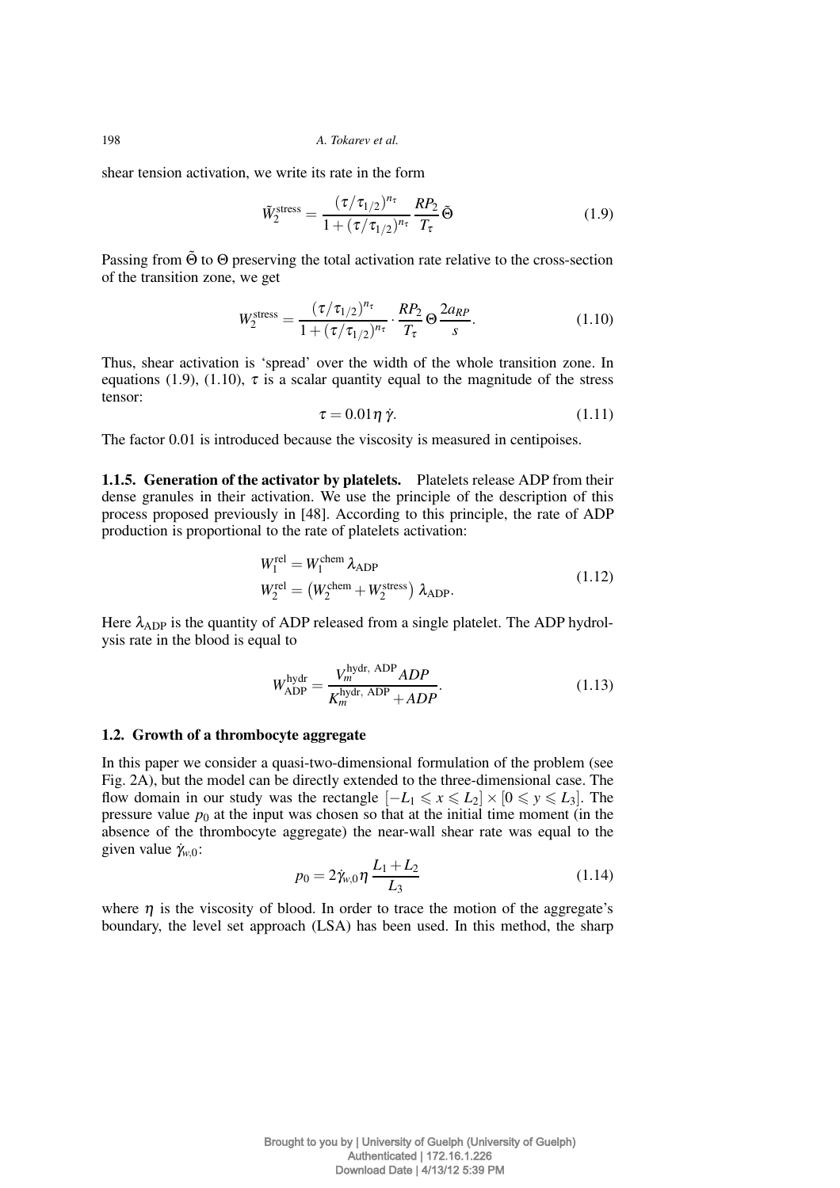shear tension activation, we write its rate in the form

$$\tilde{W}_2^{\text{stress}} = \frac{(\tau/\tau_{1/2})^{n_\tau}}{1+(\tau/\tau_{1/2})^{n_\tau}} \frac{RP_2}{T_\tau} \tilde{\Theta} \tag{1.9}$$

Passing from $\tilde{\Theta}$ to $\Theta$ preserving the total activation rate relative to the cross-section of the transition zone, we get

$$W_2^{\text{stress}} = \frac{(\tau/\tau_{1/2})^{n_\tau}}{1+(\tau/\tau_{1/2})^{n_\tau}} \cdot \frac{RP_2}{T_\tau} \Theta \frac{2a_{RP}}{s}. \tag{1.10}$$

Thus, shear activation is 'spread' over the width of the whole transition zone. In equations (1.9), (1.10), $\tau$ is a scalar quantity equal to the magnitude of the stress tensor:

$$\tau = 0.01\eta\,\dot{\gamma}. \tag{1.11}$$

The factor 0.01 is introduced because the viscosity is measured in centipoises.

**1.1.5. Generation of the activator by platelets.** Platelets release ADP from their dense granules in their activation. We use the principle of the description of this process proposed previously in [48]. According to this principle, the rate of ADP production is proportional to the rate of platelets activation:

$$\begin{aligned} W_1^{\text{rel}} &= W_1^{\text{chem}}\,\lambda_{\text{ADP}} \\ W_2^{\text{rel}} &= \left(W_2^{\text{chem}} + W_2^{\text{stress}}\right)\,\lambda_{\text{ADP}}. \end{aligned} \tag{1.12}$$

Here $\lambda_{\text{ADP}}$ is the quantity of ADP released from a single platelet. The ADP hydrolysis rate in the blood is equal to

$$W_{\text{ADP}}^{\text{hydr}} = \frac{V_m^{\text{hydr, ADP}} ADP}{K_m^{\text{hydr, ADP}} + ADP}. \tag{1.13}$$

### 1.2. Growth of a thrombocyte aggregate

In this paper we consider a quasi-two-dimensional formulation of the problem (see Fig. 2A), but the model can be directly extended to the three-dimensional case. The flow domain in our study was the rectangle $[-L_1 \leqslant x \leqslant L_2] \times [0 \leqslant y \leqslant L_3]$. The pressure value $p_0$ at the input was chosen so that at the initial time moment (in the absence of the thrombocyte aggregate) the near-wall shear rate was equal to the given value $\dot{\gamma}_{w,0}$:

$$p_0 = 2\dot{\gamma}_{w,0}\eta\,\frac{L_1 + L_2}{L_3} \tag{1.14}$$

where $\eta$ is the viscosity of blood. In order to trace the motion of the aggregate's boundary, the level set approach (LSA) has been used. In this method, the sharp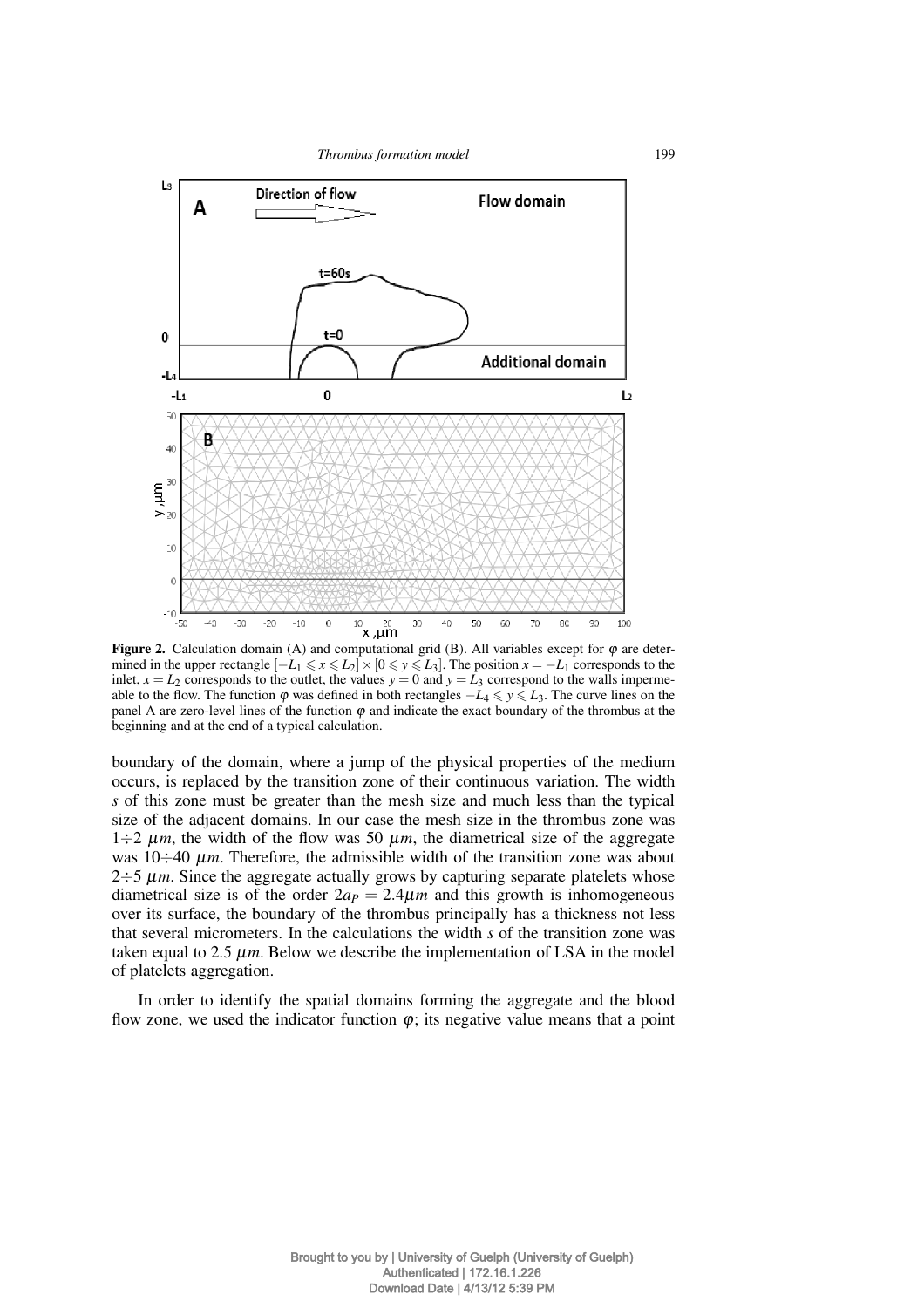**Figure 2.** Calculation domain (A) and computational grid (B). All variables except for $\varphi$ are determined in the upper rectangle $[-L_1 \leqslant x \leqslant L_2] \times [0 \leqslant y \leqslant L_3]$. The position $x = -L_1$ corresponds to the inlet, $x = L_2$ corresponds to the outlet, the values $y = 0$ and $y = L_3$ correspond to the walls impermeable to the flow. The function $\varphi$ was defined in both rectangles $-L_4 \leqslant y \leqslant L_3$. The curve lines on the panel A are zero-level lines of the function $\varphi$ and indicate the exact boundary of the thrombus at the beginning and at the end of a typical calculation.

boundary of the domain, where a jump of the physical properties of the medium occurs, is replaced by the transition zone of their continuous variation. The width $s$ of this zone must be greater than the mesh size and much less than the typical size of the adjacent domains. In our case the mesh size in the thrombus zone was $1 \div 2$ $\mu m$, the width of the flow was 50 $\mu m$, the diametrical size of the aggregate was $10 \div 40$ $\mu m$. Therefore, the admissible width of the transition zone was about $2 \div 5$ $\mu m$. Since the aggregate actually grows by capturing separate platelets whose diametrical size is of the order $2a_P = 2.4 \mu m$ and this growth is inhomogeneous over its surface, the boundary of the thrombus principally has a thickness not less that several micrometers. In the calculations the width $s$ of the transition zone was taken equal to 2.5 $\mu m$. Below we describe the implementation of LSA in the model of platelets aggregation.

In order to identify the spatial domains forming the aggregate and the blood flow zone, we used the indicator function $\varphi$; its negative value means that a point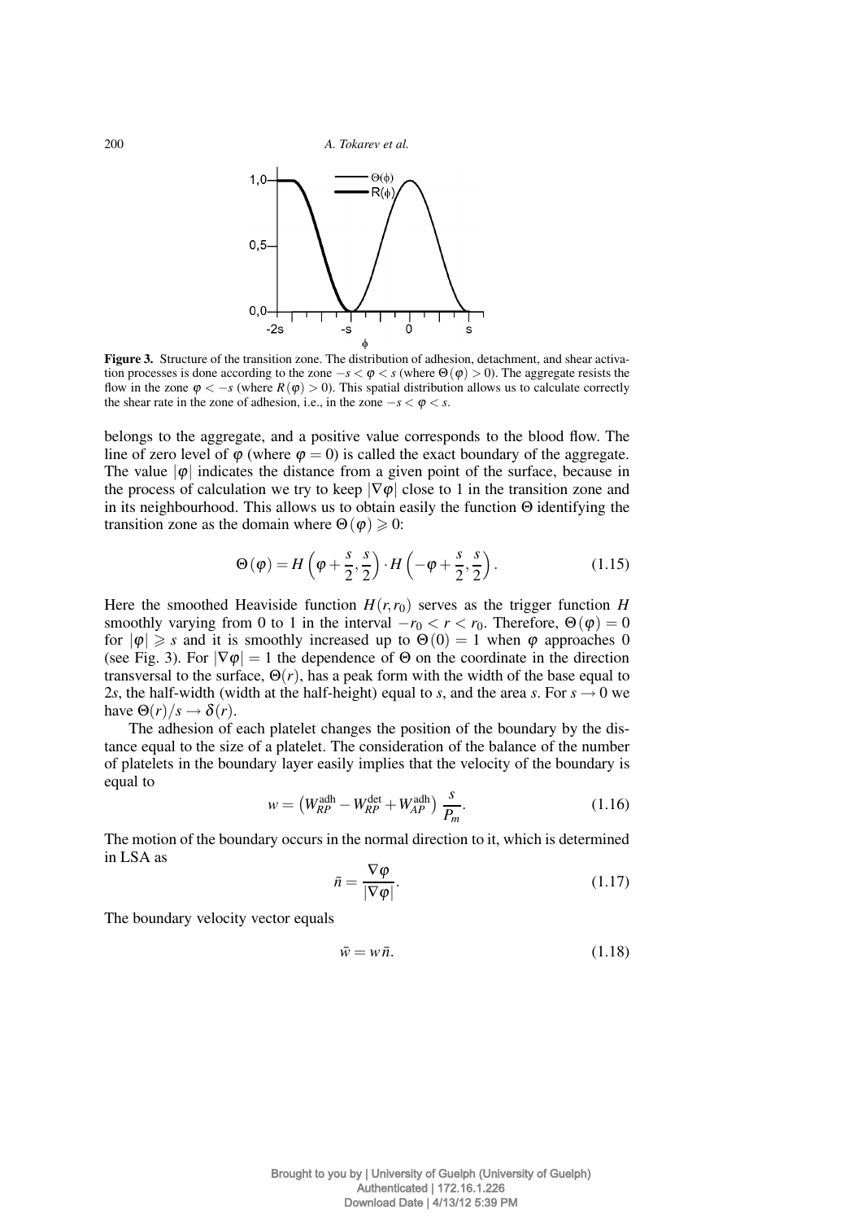**Figure 3.** Structure of the transition zone. The distribution of adhesion, detachment, and shear activation processes is done according to the zone $-s < \varphi < s$ (where $\Theta(\varphi) > 0$). The aggregate resists the flow in the zone $\varphi < -s$ (where $R(\varphi) > 0$). This spatial distribution allows us to calculate correctly the shear rate in the zone of adhesion, i.e., in the zone $-s < \varphi < s$.

belongs to the aggregate, and a positive value corresponds to the blood flow. The line of zero level of $\varphi$ (where $\varphi = 0$) is called the exact boundary of the aggregate. The value $|\varphi|$ indicates the distance from a given point of the surface, because in the process of calculation we try to keep $|\nabla\varphi|$ close to 1 in the transition zone and in its neighbourhood. This allows us to obtain easily the function $\Theta$ identifying the transition zone as the domain where $\Theta(\varphi) \geqslant 0$:

$$\Theta(\varphi) = H\left(\varphi + \frac{s}{2}, \frac{s}{2}\right) \cdot H\left(-\varphi + \frac{s}{2}, \frac{s}{2}\right). \tag{1.15}$$

Here the smoothed Heaviside function $H(r, r_0)$ serves as the trigger function $H$ smoothly varying from 0 to 1 in the interval $-r_0 < r < r_0$. Therefore, $\Theta(\varphi) = 0$ for $|\varphi| \geqslant s$ and it is smoothly increased up to $\Theta(0) = 1$ when $\varphi$ approaches 0 (see Fig. 3). For $|\nabla\varphi| = 1$ the dependence of $\Theta$ on the coordinate in the direction transversal to the surface, $\Theta(r)$, has a peak form with the width of the base equal to $2s$, the half-width (width at the half-height) equal to $s$, and the area $s$. For $s \to 0$ we have $\Theta(r)/s \to \delta(r)$.

The adhesion of each platelet changes the position of the boundary by the distance equal to the size of a platelet. The consideration of the balance of the number of platelets in the boundary layer easily implies that the velocity of the boundary is equal to

$$w = \left(W_{RP}^{\text{adh}} - W_{RP}^{\text{det}} + W_{AP}^{\text{adh}}\right) \frac{s}{P_m}. \tag{1.16}$$

The motion of the boundary occurs in the normal direction to it, which is determined in LSA as

$$\bar{n} = \frac{\nabla\varphi}{|\nabla\varphi|}. \tag{1.17}$$

The boundary velocity vector equals

$$\bar{w} = w\bar{n}. \tag{1.18}$$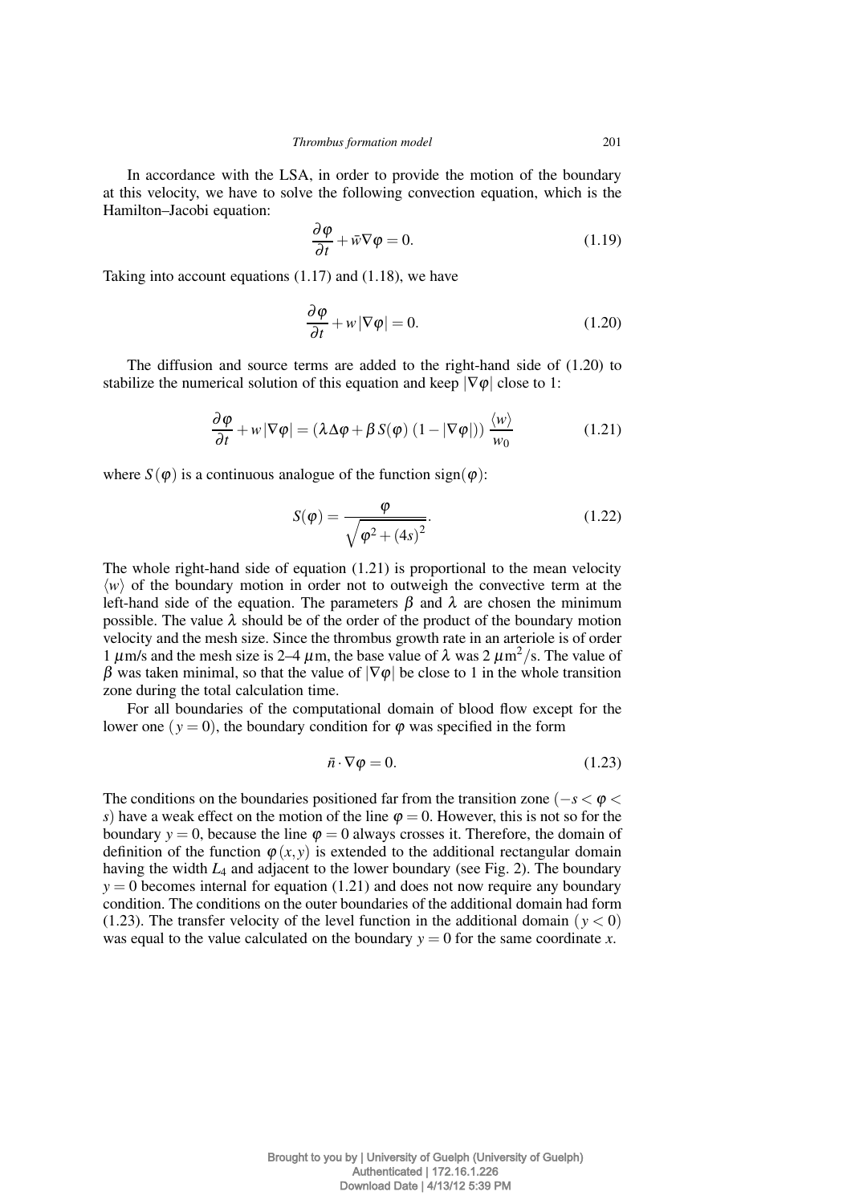In accordance with the LSA, in order to provide the motion of the boundary at this velocity, we have to solve the following convection equation, which is the Hamilton–Jacobi equation:

$$\frac{\partial \varphi}{\partial t} + \bar{w}\nabla\varphi = 0. \tag{1.19}$$

Taking into account equations (1.17) and (1.18), we have

$$\frac{\partial \varphi}{\partial t} + w|\nabla\varphi| = 0. \tag{1.20}$$

The diffusion and source terms are added to the right-hand side of (1.20) to stabilize the numerical solution of this equation and keep $|\nabla\varphi|$ close to 1:

$$\frac{\partial \varphi}{\partial t} + w|\nabla\varphi| = \left(\lambda\Delta\varphi + \beta\, S(\varphi)\,(1 - |\nabla\varphi|)\right)\frac{\langle w\rangle}{w_0} \tag{1.21}$$

where $S(\varphi)$ is a continuous analogue of the function $\operatorname{sign}(\varphi)$:

$$S(\varphi) = \frac{\varphi}{\sqrt{\varphi^2 + (4s)^2}}. \tag{1.22}$$

The whole right-hand side of equation (1.21) is proportional to the mean velocity $\langle w\rangle$ of the boundary motion in order not to outweigh the convective term at the left-hand side of the equation. The parameters $\beta$ and $\lambda$ are chosen the minimum possible. The value $\lambda$ should be of the order of the product of the boundary motion velocity and the mesh size. Since the thrombus growth rate in an arteriole is of order 1 $\mu$m/s and the mesh size is 2–4 $\mu$m, the base value of $\lambda$ was 2 $\mu\text{m}^2$/s. The value of $\beta$ was taken minimal, so that the value of $|\nabla\varphi|$ be close to 1 in the whole transition zone during the total calculation time.

For all boundaries of the computational domain of blood flow except for the lower one ($y = 0$), the boundary condition for $\varphi$ was specified in the form

$$\bar{n}\cdot\nabla\varphi = 0. \tag{1.23}$$

The conditions on the boundaries positioned far from the transition zone ($-s < \varphi < s$) have a weak effect on the motion of the line $\varphi = 0$. However, this is not so for the boundary $y = 0$, because the line $\varphi = 0$ always crosses it. Therefore, the domain of definition of the function $\varphi(x, y)$ is extended to the additional rectangular domain having the width $L_4$ and adjacent to the lower boundary (see Fig. 2). The boundary $y = 0$ becomes internal for equation (1.21) and does not now require any boundary condition. The conditions on the outer boundaries of the additional domain had form (1.23). The transfer velocity of the level function in the additional domain ($y < 0$) was equal to the value calculated on the boundary $y = 0$ for the same coordinate $x$.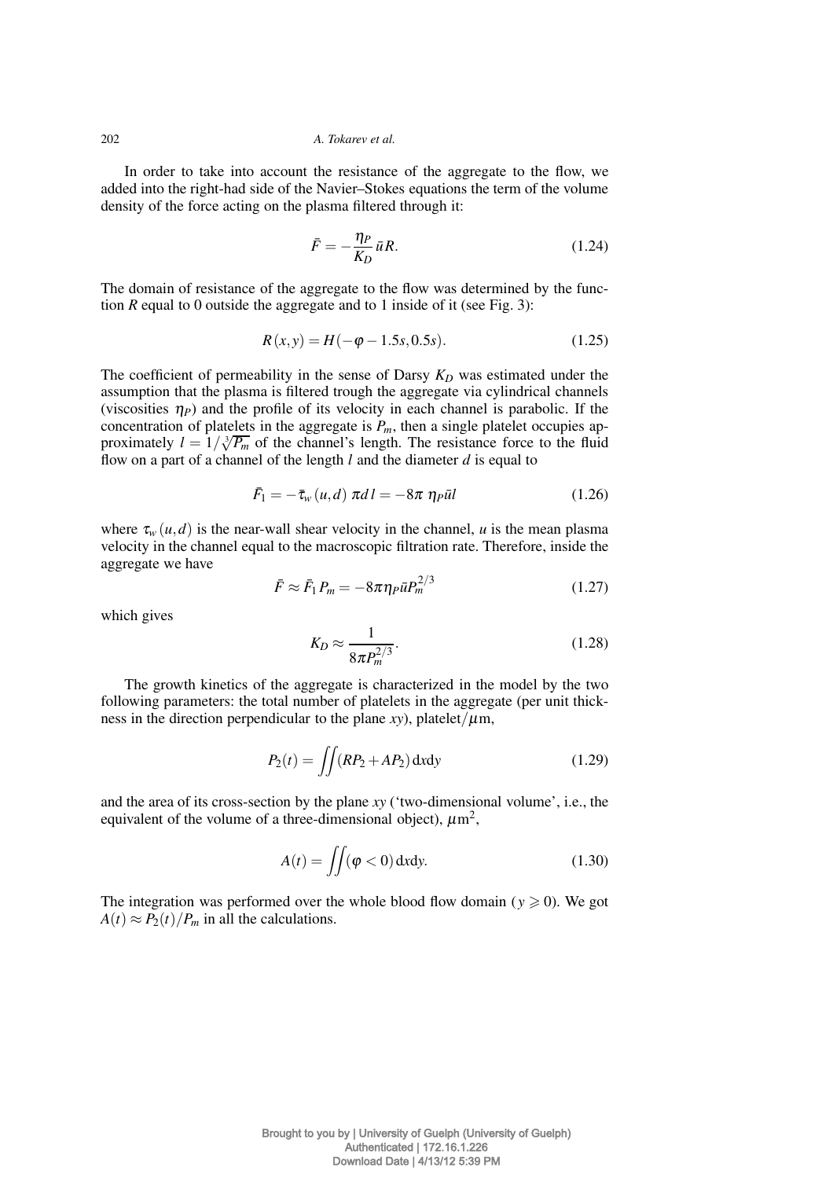In order to take into account the resistance of the aggregate to the flow, we added into the right-had side of the Navier–Stokes equations the term of the volume density of the force acting on the plasma filtered through it:

$$\bar{F} = -\frac{\eta_P}{K_D}\bar{u}R. \tag{1.24}$$

The domain of resistance of the aggregate to the flow was determined by the function $R$ equal to 0 outside the aggregate and to 1 inside of it (see Fig. 3):

$$R(x,y) = H(-\varphi - 1.5s, 0.5s). \tag{1.25}$$

The coefficient of permeability in the sense of Darsy $K_D$ was estimated under the assumption that the plasma is filtered trough the aggregate via cylindrical channels (viscosities $\eta_P$) and the profile of its velocity in each channel is parabolic. If the concentration of platelets in the aggregate is $P_m$, then a single platelet occupies approximately $l = 1/\sqrt[3]{P_m}$ of the channel's length. The resistance force to the fluid flow on a part of a channel of the length $l$ and the diameter $d$ is equal to

$$\bar{F}_1 = -\bar{\tau}_w(u,d)\,\pi d\,l = -8\pi\,\eta_P\bar{u}l \tag{1.26}$$

where $\tau_w(u,d)$ is the near-wall shear velocity in the channel, $u$ is the mean plasma velocity in the channel equal to the macroscopic filtration rate. Therefore, inside the aggregate we have

$$\bar{F} \approx \bar{F}_1 P_m = -8\pi\eta_P\bar{u}P_m^{2/3} \tag{1.27}$$

which gives

$$K_D \approx \frac{1}{8\pi P_m^{2/3}}. \tag{1.28}$$

The growth kinetics of the aggregate is characterized in the model by the two following parameters: the total number of platelets in the aggregate (per unit thickness in the direction perpendicular to the plane $xy$), platelet/$\mu$m,

$$P_2(t) = \iint (RP_2 + AP_2)\,\mathrm{d}x\mathrm{d}y \tag{1.29}$$

and the area of its cross-section by the plane $xy$ ('two-dimensional volume', i.e., the equivalent of the volume of a three-dimensional object), $\mu\mathrm{m}^2$,

$$A(t) = \iint (\varphi < 0)\,\mathrm{d}x\mathrm{d}y. \tag{1.30}$$

The integration was performed over the whole blood flow domain ($y \geqslant 0$). We got $A(t) \approx P_2(t)/P_m$ in all the calculations.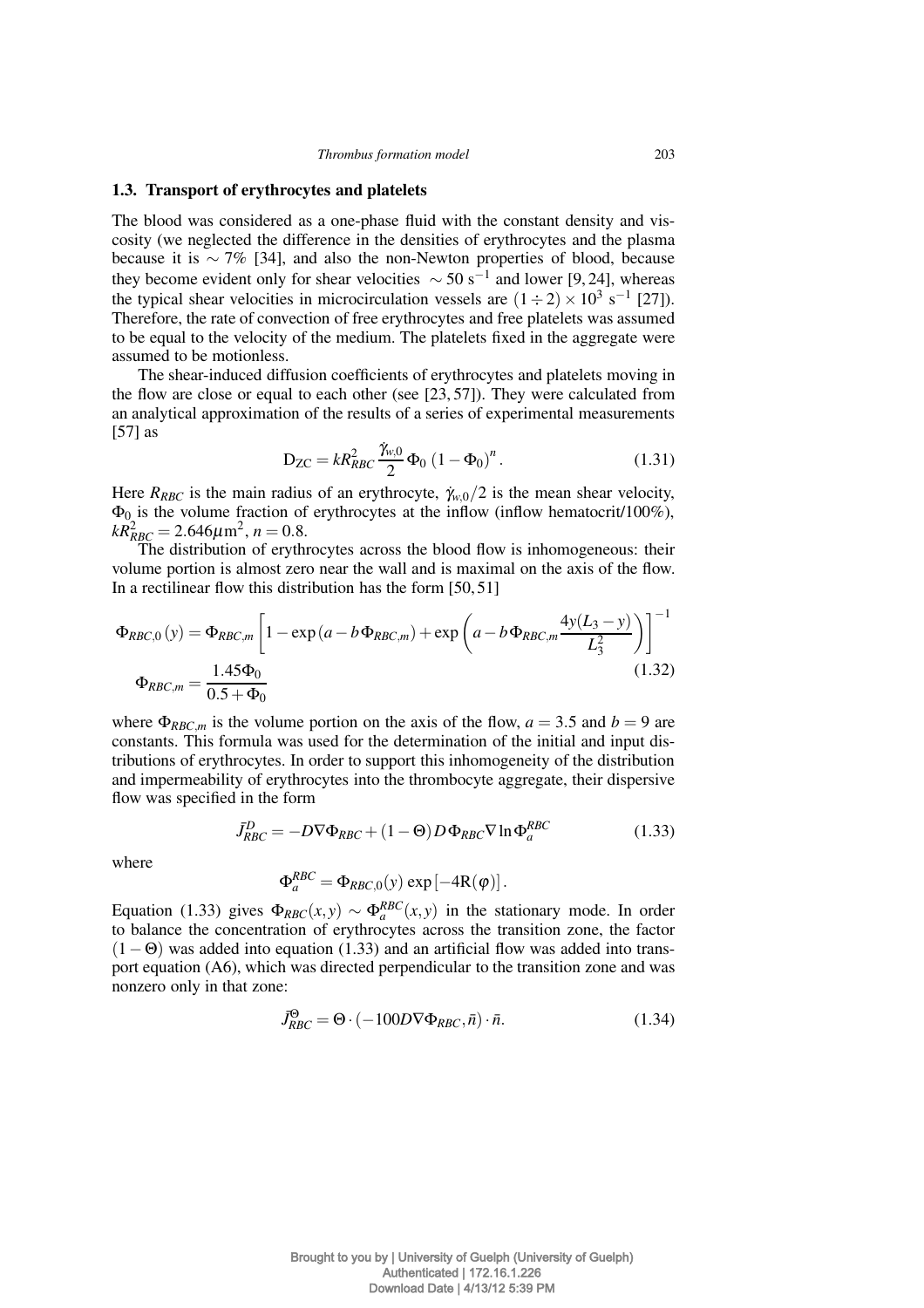### 1.3. Transport of erythrocytes and platelets

The blood was considered as a one-phase fluid with the constant density and viscosity (we neglected the difference in the densities of erythrocytes and the plasma because it is $\sim 7\%$ [34], and also the non-Newton properties of blood, because they become evident only for shear velocities $\sim 50\ \text{s}^{-1}$ and lower [9, 24], whereas the typical shear velocities in microcirculation vessels are $(1 \div 2) \times 10^3\ \text{s}^{-1}$ [27]). Therefore, the rate of convection of free erythrocytes and free platelets was assumed to be equal to the velocity of the medium. The platelets fixed in the aggregate were assumed to be motionless.

The shear-induced diffusion coefficients of erythrocytes and platelets moving in the flow are close or equal to each other (see [23, 57]). They were calculated from an analytical approximation of the results of a series of experimental measurements [57] as

$$\mathrm{D}_{\mathrm{ZC}} = kR_{RBC}^2 \frac{\dot{\gamma}_{w,0}}{2} \Phi_0 \left(1 - \Phi_0\right)^n. \tag{1.31}$$

Here $R_{RBC}$ is the main radius of an erythrocyte, $\dot{\gamma}_{w,0}/2$ is the mean shear velocity, $\Phi_0$ is the volume fraction of erythrocytes at the inflow (inflow hematocrit/100%), $kR_{RBC}^2 = 2.646\mu\text{m}^2$, $n = 0.8$.

The distribution of erythrocytes across the blood flow is inhomogeneous: their volume portion is almost zero near the wall and is maximal on the axis of the flow. In a rectilinear flow this distribution has the form [50, 51]

$$\begin{aligned}
\Phi_{RBC,0}(y) &= \Phi_{RBC,m} \left[1 - \exp\left(a - b\Phi_{RBC,m}\right) + \exp\left(a - b\Phi_{RBC,m} \frac{4y(L_3 - y)}{L_3^2}\right)\right]^{-1} \\
\Phi_{RBC,m} &= \frac{1.45\Phi_0}{0.5 + \Phi_0}
\end{aligned} \tag{1.32}$$

where $\Phi_{RBC,m}$ is the volume portion on the axis of the flow, $a = 3.5$ and $b = 9$ are constants. This formula was used for the determination of the initial and input distributions of erythrocytes. In order to support this inhomogeneity of the distribution and impermeability of erythrocytes into the thrombocyte aggregate, their dispersive flow was specified in the form

$$\vec{J}_{RBC}^{D} = -D\nabla\Phi_{RBC} + (1 - \Theta)\, D\, \Phi_{RBC} \nabla \ln \Phi_a^{RBC} \tag{1.33}$$

where

$$\Phi_a^{RBC} = \Phi_{RBC,0}(y) \exp\left[-4\mathrm{R}(\varphi)\right].$$

Equation (1.33) gives $\Phi_{RBC}(x,y) \sim \Phi_a^{RBC}(x,y)$ in the stationary mode. In order to balance the concentration of erythrocytes across the transition zone, the factor $(1 - \Theta)$ was added into equation (1.33) and an artificial flow was added into transport equation (A6), which was directed perpendicular to the transition zone and was nonzero only in that zone:

$$\vec{J}_{RBC}^{\Theta} = \Theta \cdot \left(-100D\nabla\Phi_{RBC}, \vec{n}\right) \cdot \vec{n}. \tag{1.34}$$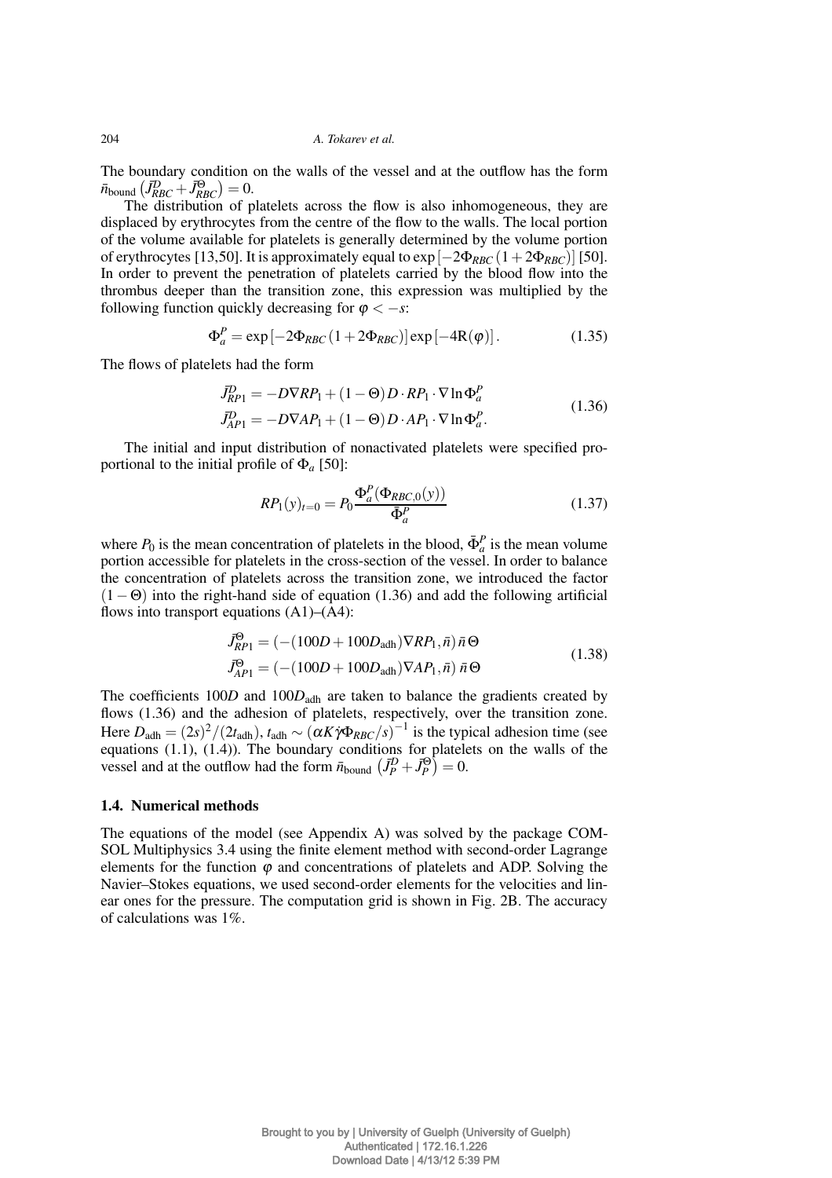The boundary condition on the walls of the vessel and at the outflow has the form $\bar{n}_{\text{bound}}\left(\bar{J}^{D}_{RBC}+\bar{J}^{\Theta}_{RBC}\right)=0$.

The distribution of platelets across the flow is also inhomogeneous, they are displaced by erythrocytes from the centre of the flow to the walls. The local portion of the volume available for platelets is generally determined by the volume portion of erythrocytes [13,50]. It is approximately equal to $\exp\left[-2\Phi_{RBC}\left(1+2\Phi_{RBC}\right)\right]$ [50]. In order to prevent the penetration of platelets carried by the blood flow into the thrombus deeper than the transition zone, this expression was multiplied by the following function quickly decreasing for $\varphi < -s$:

$$\Phi^{P}_{a}=\exp\left[-2\Phi_{RBC}\left(1+2\Phi_{RBC}\right)\right]\exp\left[-4\mathrm{R}(\varphi)\right]. \tag{1.35}$$

The flows of platelets had the form

$$\begin{aligned}\bar{J}^{D}_{RP1}&=-D\nabla RP_{1}+(1-\Theta)D\cdot RP_{1}\cdot\nabla\ln\Phi^{P}_{a}\\ \bar{J}^{D}_{AP1}&=-D\nabla AP_{1}+(1-\Theta)D\cdot AP_{1}\cdot\nabla\ln\Phi^{P}_{a}.\end{aligned} \tag{1.36}$$

The initial and input distribution of nonactivated platelets were specified proportional to the initial profile of $\Phi_{a}$ [50]:

$$RP_{1}(y)_{t=0}=P_{0}\frac{\Phi^{P}_{a}(\Phi_{RBC,0}(y))}{\bar{\Phi}^{P}_{a}} \tag{1.37}$$

where $P_{0}$ is the mean concentration of platelets in the blood, $\bar{\Phi}^{P}_{a}$ is the mean volume portion accessible for platelets in the cross-section of the vessel. In order to balance the concentration of platelets across the transition zone, we introduced the factor $(1-\Theta)$ into the right-hand side of equation (1.36) and add the following artificial flows into transport equations (A1)–(A4):

$$\begin{aligned}\bar{J}^{\Theta}_{RP1}&=\left(-(100D+100D_{\text{adh}})\nabla RP_{1},\bar{n}\right)\bar{n}\,\Theta\\ \bar{J}^{\Theta}_{AP1}&=\left(-(100D+100D_{\text{adh}})\nabla AP_{1},\bar{n}\right)\bar{n}\,\Theta\end{aligned} \tag{1.38}$$

The coefficients $100D$ and $100D_{\text{adh}}$ are taken to balance the gradients created by flows (1.36) and the adhesion of platelets, respectively, over the transition zone. Here $D_{\text{adh}}=(2s)^{2}/(2t_{\text{adh}})$, $t_{\text{adh}}\sim\left(\alpha K\dot{\gamma}\Phi_{RBC}/s\right)^{-1}$ is the typical adhesion time (see equations (1.1), (1.4)). The boundary conditions for platelets on the walls of the vessel and at the outflow had the form $\bar{n}_{\text{bound}}\left(\bar{J}^{D}_{P}+\bar{J}^{\Theta}_{P}\right)=0$.

### 1.4. Numerical methods

The equations of the model (see Appendix A) was solved by the package COMSOL Multiphysics 3.4 using the finite element method with second-order Lagrange elements for the function $\varphi$ and concentrations of platelets and ADP. Solving the Navier–Stokes equations, we used second-order elements for the velocities and linear ones for the pressure. The computation grid is shown in Fig. 2B. The accuracy of calculations was 1%.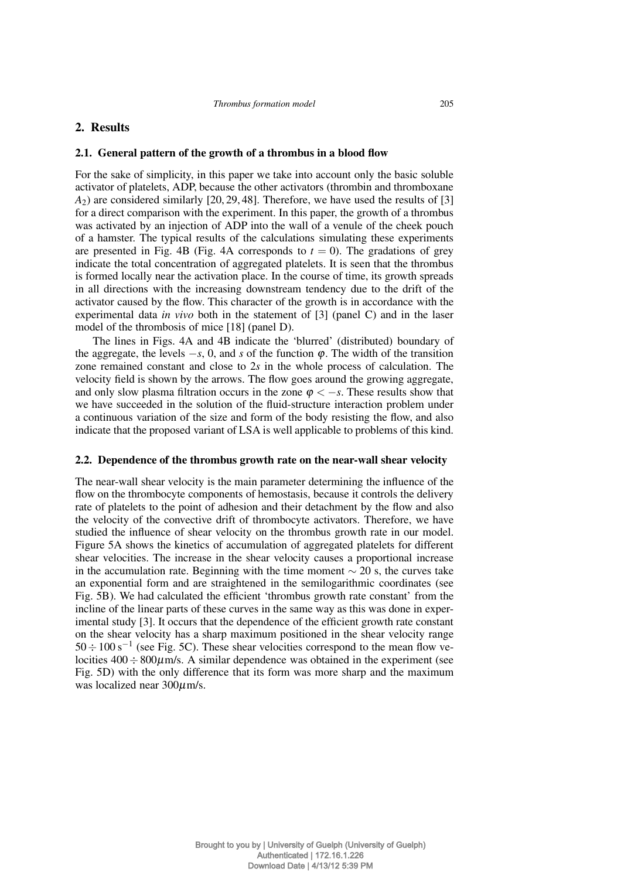## 2. Results

### 2.1. General pattern of the growth of a thrombus in a blood flow

For the sake of simplicity, in this paper we take into account only the basic soluble activator of platelets, ADP, because the other activators (thrombin and thromboxane $A_2$) are considered similarly [20, 29, 48]. Therefore, we have used the results of [3] for a direct comparison with the experiment. In this paper, the growth of a thrombus was activated by an injection of ADP into the wall of a venule of the cheek pouch of a hamster. The typical results of the calculations simulating these experiments are presented in Fig. 4B (Fig. 4A corresponds to $t = 0$). The gradations of grey indicate the total concentration of aggregated platelets. It is seen that the thrombus is formed locally near the activation place. In the course of time, its growth spreads in all directions with the increasing downstream tendency due to the drift of the activator caused by the flow. This character of the growth is in accordance with the experimental data *in vivo* both in the statement of [3] (panel C) and in the laser model of the thrombosis of mice [18] (panel D).

The lines in Figs. 4A and 4B indicate the 'blurred' (distributed) boundary of the aggregate, the levels $-s$, 0, and $s$ of the function $\varphi$. The width of the transition zone remained constant and close to $2s$ in the whole process of calculation. The velocity field is shown by the arrows. The flow goes around the growing aggregate, and only slow plasma filtration occurs in the zone $\varphi < -s$. These results show that we have succeeded in the solution of the fluid-structure interaction problem under a continuous variation of the size and form of the body resisting the flow, and also indicate that the proposed variant of LSA is well applicable to problems of this kind.

### 2.2. Dependence of the thrombus growth rate on the near-wall shear velocity

The near-wall shear velocity is the main parameter determining the influence of the flow on the thrombocyte components of hemostasis, because it controls the delivery rate of platelets to the point of adhesion and their detachment by the flow and also the velocity of the convective drift of thrombocyte activators. Therefore, we have studied the influence of shear velocity on the thrombus growth rate in our model. Figure 5A shows the kinetics of accumulation of aggregated platelets for different shear velocities. The increase in the shear velocity causes a proportional increase in the accumulation rate. Beginning with the time moment $\sim 20$ s, the curves take an exponential form and are straightened in the semilogarithmic coordinates (see Fig. 5B). We had calculated the efficient 'thrombus growth rate constant' from the incline of the linear parts of these curves in the same way as this was done in experimental study [3]. It occurs that the dependence of the efficient growth rate constant on the shear velocity has a sharp maximum positioned in the shear velocity range $50 \div 100\,\mathrm{s}^{-1}$ (see Fig. 5C). These shear velocities correspond to the mean flow velocities $400 \div 800\mu$m/s. A similar dependence was obtained in the experiment (see Fig. 5D) with the only difference that its form was more sharp and the maximum was localized near $300\mu$m/s.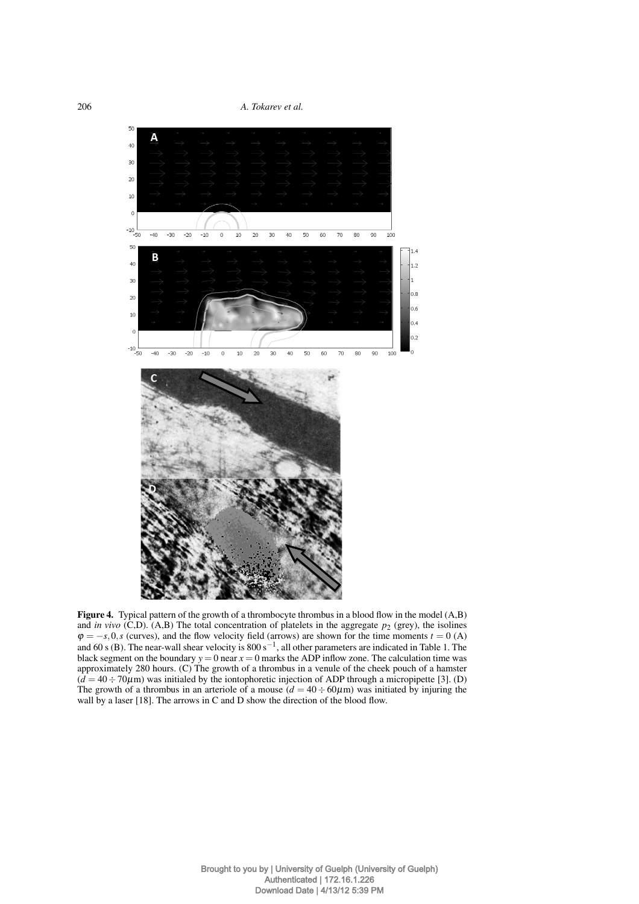**Figure 4.** Typical pattern of the growth of a thrombocyte thrombus in a blood flow in the model (A,B) and *in vivo* (C,D). (A,B) The total concentration of platelets in the aggregate $p_2$ (grey), the isolines $\varphi = -s, 0, s$ (curves), and the flow velocity field (arrows) are shown for the time moments $t = 0$ (A) and 60 s (B). The near-wall shear velocity is $800\,\mathrm{s}^{-1}$, all other parameters are indicated in Table 1. The black segment on the boundary $y = 0$ near $x = 0$ marks the ADP inflow zone. The calculation time was approximately 280 hours. (C) The growth of a thrombus in a venule of the cheek pouch of a hamster ($d = 40 \div 70\mu\mathrm{m}$) was initialed by the iontophoretic injection of ADP through a micropipette [3]. (D) The growth of a thrombus in an arteriole of a mouse ($d = 40 \div 60\mu\mathrm{m}$) was initiated by injuring the wall by a laser [18]. The arrows in C and D show the direction of the blood flow.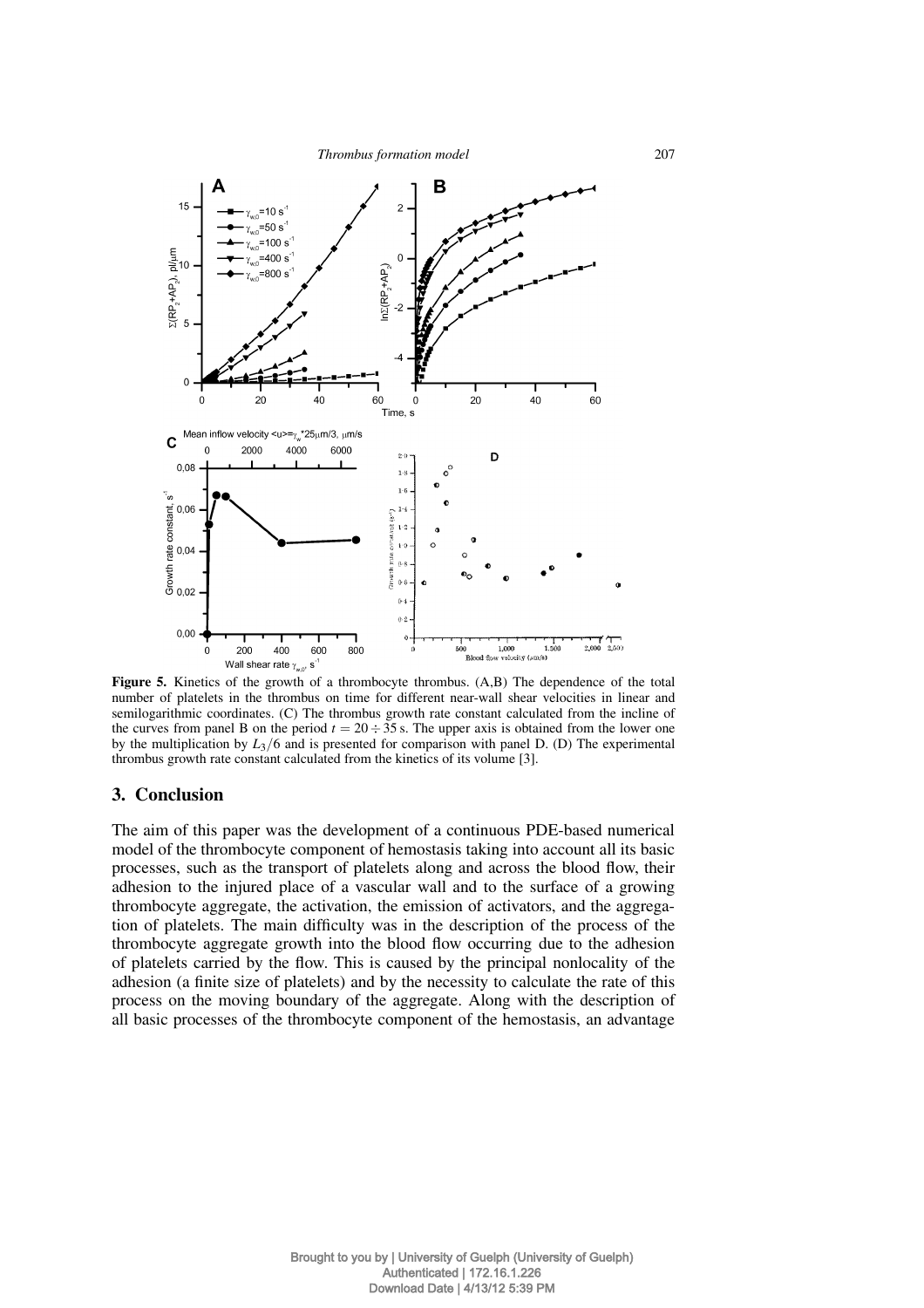**Figure 5.** Kinetics of the growth of a thrombocyte thrombus. (A,B) The dependence of the total number of platelets in the thrombus on time for different near-wall shear velocities in linear and semilogarithmic coordinates. (C) The thrombus growth rate constant calculated from the incline of the curves from panel B on the period $t = 20 \div 35$ s. The upper axis is obtained from the lower one by the multiplication by $L_3/6$ and is presented for comparison with panel D. (D) The experimental thrombus growth rate constant calculated from the kinetics of its volume [3].

## 3. Conclusion

The aim of this paper was the development of a continuous PDE-based numerical model of the thrombocyte component of hemostasis taking into account all its basic processes, such as the transport of platelets along and across the blood flow, their adhesion to the injured place of a vascular wall and to the surface of a growing thrombocyte aggregate, the activation, the emission of activators, and the aggregation of platelets. The main difficulty was in the description of the process of the thrombocyte aggregate growth into the blood flow occurring due to the adhesion of platelets carried by the flow. This is caused by the principal nonlocality of the adhesion (a finite size of platelets) and by the necessity to calculate the rate of this process on the moving boundary of the aggregate. Along with the description of all basic processes of the thrombocyte component of the hemostasis, an advantage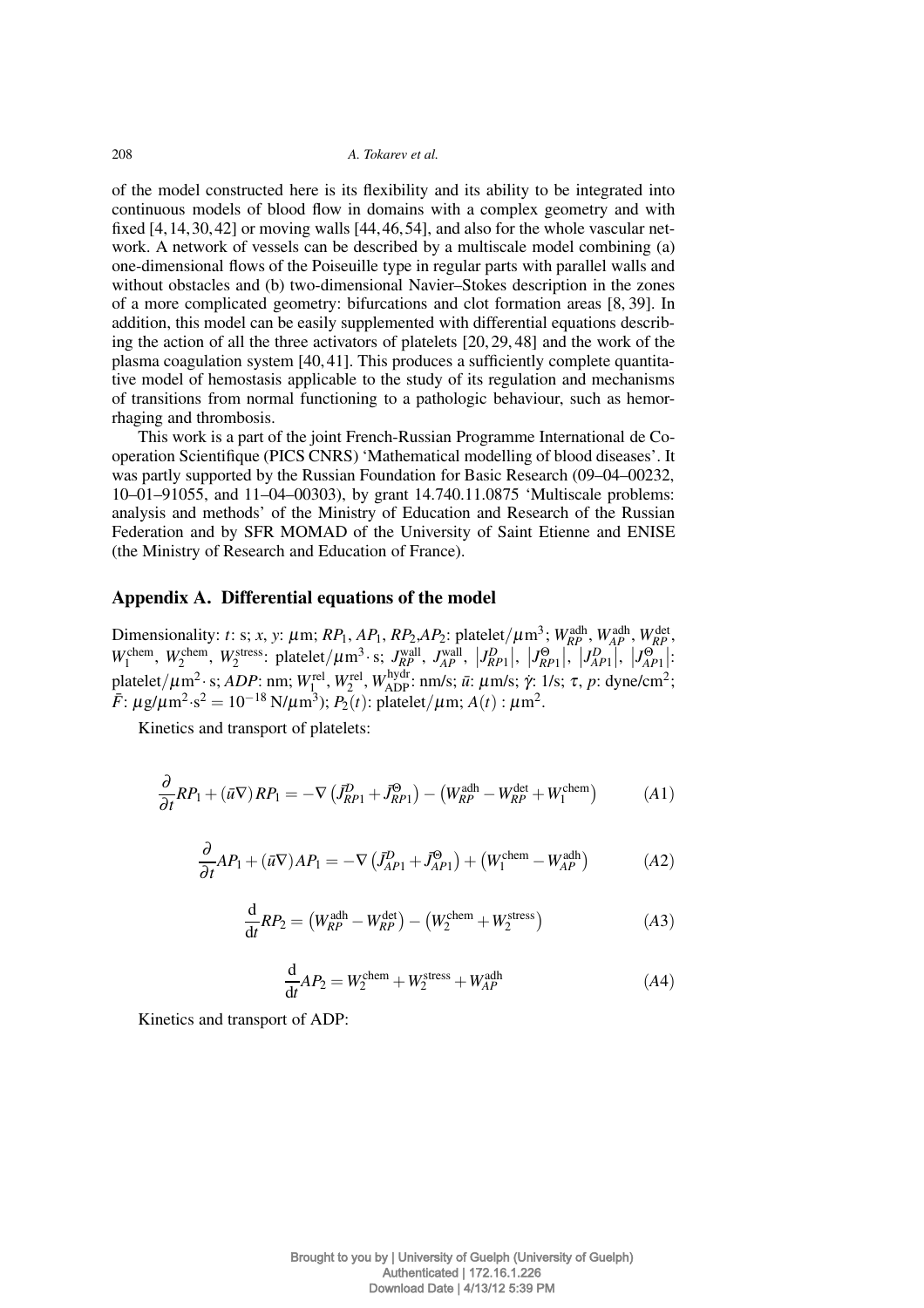of the model constructed here is its flexibility and its ability to be integrated into continuous models of blood flow in domains with a complex geometry and with fixed [4, 14, 30, 42] or moving walls [44, 46, 54], and also for the whole vascular network. A network of vessels can be described by a multiscale model combining (a) one-dimensional flows of the Poiseuille type in regular parts with parallel walls and without obstacles and (b) two-dimensional Navier–Stokes description in the zones of a more complicated geometry: bifurcations and clot formation areas [8, 39]. In addition, this model can be easily supplemented with differential equations describing the action of all the three activators of platelets [20, 29, 48] and the work of the plasma coagulation system [40, 41]. This produces a sufficiently complete quantitative model of hemostasis applicable to the study of its regulation and mechanisms of transitions from normal functioning to a pathologic behaviour, such as hemorrhaging and thrombosis.

This work is a part of the joint French-Russian Programme International de Cooperation Scientifique (PICS CNRS) 'Mathematical modelling of blood diseases'. It was partly supported by the Russian Foundation for Basic Research (09–04–00232, 10–01–91055, and 11–04–00303), by grant 14.740.11.0875 'Multiscale problems: analysis and methods' of the Ministry of Education and Research of the Russian Federation and by SFR MOMAD of the University of Saint Etienne and ENISE (the Ministry of Research and Education of France).

## Appendix A. Differential equations of the model

Dimensionality: $t$: s; $x$, $y$: $\mu$m; $RP_1$, $AP_1$, $RP_2$,$AP_2$: platelet/$\mu$m$^3$; $W_{RP}^{\text{adh}}$, $W_{AP}^{\text{adh}}$, $W_{RP}^{\text{det}}$, $W_1^{\text{chem}}$, $W_2^{\text{chem}}$, $W_2^{\text{stress}}$: platelet/$\mu$m$^3\cdot$ s; $J_{RP}^{\text{wall}}$, $J_{AP}^{\text{wall}}$, $\left|J_{RP1}^{D}\right|$, $\left|J_{RP1}^{\Theta}\right|$, $\left|J_{AP1}^{D}\right|$, $\left|J_{AP1}^{\Theta}\right|$: platelet/$\mu$m$^2\cdot$ s; $ADP$: nm; $W_1^{\text{rel}}$, $W_2^{\text{rel}}$, $W_{\text{ADP}}^{\text{hydr}}$: nm/s; $\bar{u}$: $\mu$m/s; $\dot{\gamma}$: 1/s; $\tau$, $p$: dyne/cm$^2$; $\bar{F}$: $\mu$g/$\mu$m$^2\cdot$s$^2 = 10^{-18}$ N/$\mu$m$^3$); $P_2(t)$: platelet/$\mu$m; $A(t)$ : $\mu$m$^2$.

Kinetics and transport of platelets:

$$\frac{\partial}{\partial t}RP_1 + (\bar{u}\nabla)RP_1 = -\nabla\left(\bar{J}_{RP1}^{D} + \bar{J}_{RP1}^{\Theta}\right) - \left(W_{RP}^{\text{adh}} - W_{RP}^{\text{det}} + W_1^{\text{chem}}\right) \tag{A1}$$

$$\frac{\partial}{\partial t}AP_1 + (\bar{u}\nabla)AP_1 = -\nabla\left(\bar{J}_{AP1}^{D} + \bar{J}_{AP1}^{\Theta}\right) + \left(W_1^{\text{chem}} - W_{AP}^{\text{adh}}\right) \tag{A2}$$

$$\frac{\mathrm{d}}{\mathrm{d}t}RP_2 = \left(W_{RP}^{\text{adh}} - W_{RP}^{\text{det}}\right) - \left(W_2^{\text{chem}} + W_2^{\text{stress}}\right) \tag{A3}$$

$$\frac{\mathrm{d}}{\mathrm{d}t}AP_2 = W_2^{\text{chem}} + W_2^{\text{stress}} + W_{AP}^{\text{adh}} \tag{A4}$$

Kinetics and transport of ADP: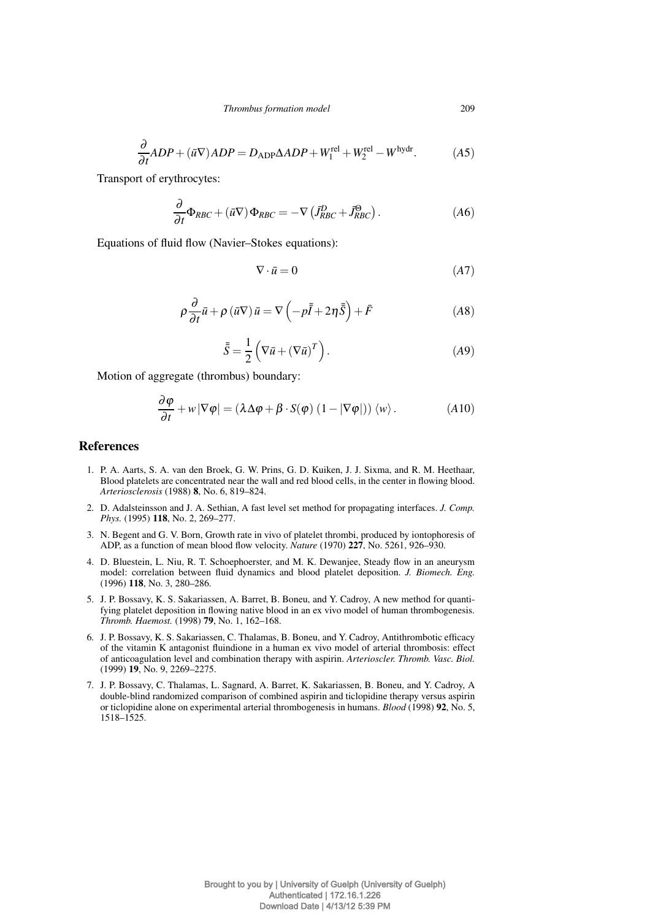$$\frac{\partial}{\partial t}ADP + (\bar{u}\nabla)ADP = D_{\text{ADP}}\Delta ADP + W_1^{\text{rel}} + W_2^{\text{rel}} - W^{\text{hydr}}. \tag{A5}$$

Transport of erythrocytes:

$$\frac{\partial}{\partial t}\Phi_{RBC} + (\bar{u}\nabla)\,\Phi_{RBC} = -\nabla\left(\bar{J}^{D}_{RBC} + \bar{J}^{\Theta}_{RBC}\right). \tag{A6}$$

Equations of fluid flow (Navier–Stokes equations):

$$\nabla \cdot \bar{u} = 0 \tag{A7}$$

$$\rho\frac{\partial}{\partial t}\bar{u} + \rho\,(\bar{u}\nabla)\,\bar{u} = \nabla\left(-p\bar{\bar{I}} + 2\eta\bar{\bar{S}}\right) + \bar{F} \tag{A8}$$

$$\bar{\bar{S}} = \frac{1}{2}\left(\nabla\bar{u} + (\nabla\bar{u})^{T}\right). \tag{A9}$$

Motion of aggregate (thrombus) boundary:

$$\frac{\partial\varphi}{\partial t} + w\,|\nabla\varphi| = \left(\lambda\Delta\varphi + \beta\cdot S(\varphi)\,(1 - |\nabla\varphi|)\right)\langle w\rangle. \tag{A10}$$

## References

1. P. A. Aarts, S. A. van den Broek, G. W. Prins, G. D. Kuiken, J. J. Sixma, and R. M. Heethaar, Blood platelets are concentrated near the wall and red blood cells, in the center in flowing blood. *Arteriosclerosis* (1988) **8**, No. 6, 819–824.
2. D. Adalsteinsson and J. A. Sethian, A fast level set method for propagating interfaces. *J. Comp. Phys.* (1995) **118**, No. 2, 269–277.
3. N. Begent and G. V. Born, Growth rate in vivo of platelet thrombi, produced by iontophoresis of ADP, as a function of mean blood flow velocity. *Nature* (1970) **227**, No. 5261, 926–930.
4. D. Bluestein, L. Niu, R. T. Schoephoerster, and M. K. Dewanjee, Steady flow in an aneurysm model: correlation between fluid dynamics and blood platelet deposition. *J. Biomech. Eng.* (1996) **118**, No. 3, 280–286.
5. J. P. Bossavy, K. S. Sakariassen, A. Barret, B. Boneu, and Y. Cadroy, A new method for quantifying platelet deposition in flowing native blood in an ex vivo model of human thrombogenesis. *Thromb. Haemost.* (1998) **79**, No. 1, 162–168.
6. J. P. Bossavy, K. S. Sakariassen, C. Thalamas, B. Boneu, and Y. Cadroy, Antithrombotic efficacy of the vitamin K antagonist fluindione in a human ex vivo model of arterial thrombosis: effect of anticoagulation level and combination therapy with aspirin. *Arterioscler. Thromb. Vasc. Biol.* (1999) **19**, No. 9, 2269–2275.
7. J. P. Bossavy, C. Thalamas, L. Sagnard, A. Barret, K. Sakariassen, B. Boneu, and Y. Cadroy, A double-blind randomized comparison of combined aspirin and ticlopidine therapy versus aspirin or ticlopidine alone on experimental arterial thrombogenesis in humans. *Blood* (1998) **92**, No. 5, 1518–1525.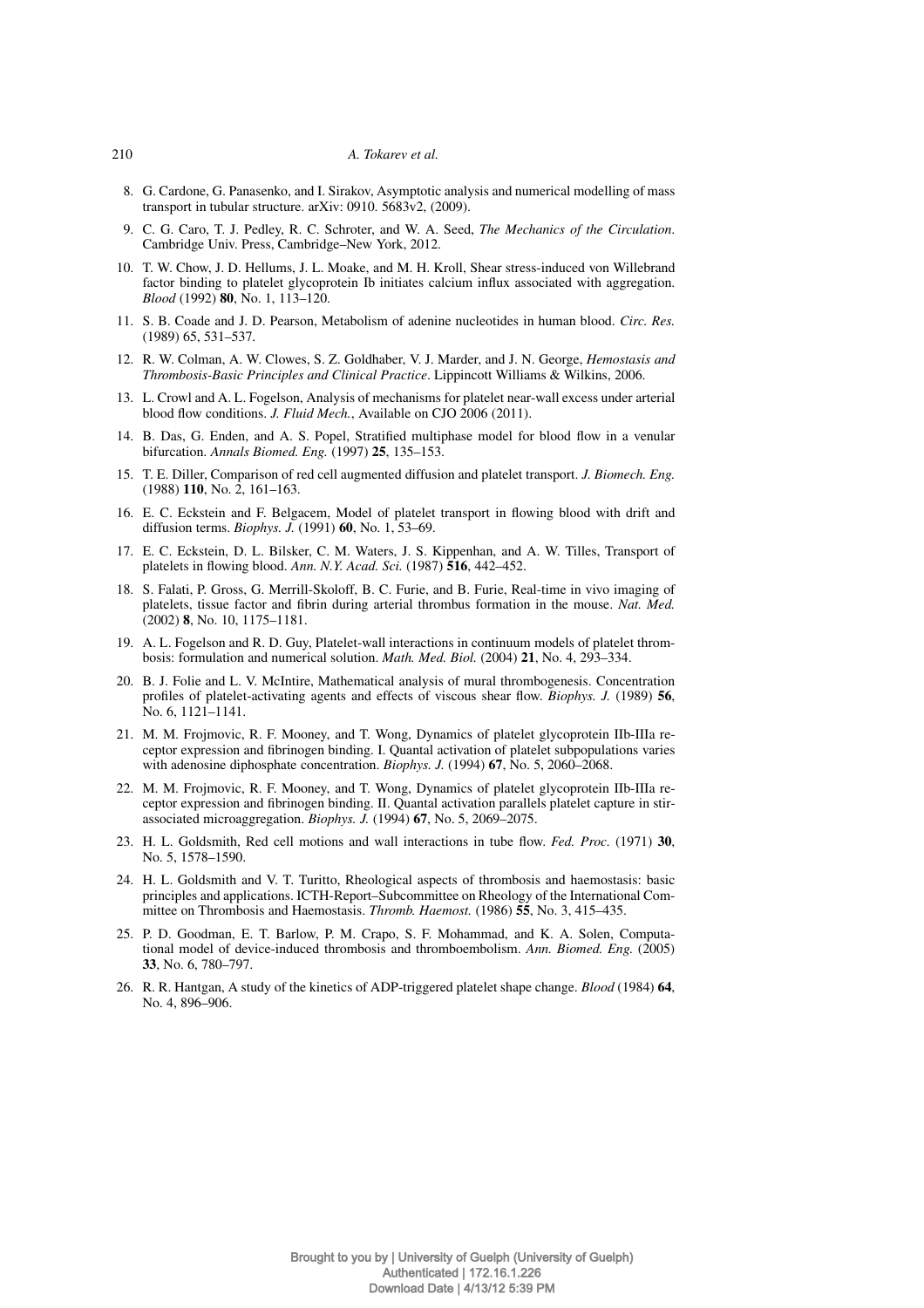8. G. Cardone, G. Panasenko, and I. Sirakov, Asymptotic analysis and numerical modelling of mass transport in tubular structure. arXiv: 0910. 5683v2, (2009).
9. C. G. Caro, T. J. Pedley, R. C. Schroter, and W. A. Seed, *The Mechanics of the Circulation*. Cambridge Univ. Press, Cambridge–New York, 2012.
10. T. W. Chow, J. D. Hellums, J. L. Moake, and M. H. Kroll, Shear stress-induced von Willebrand factor binding to platelet glycoprotein Ib initiates calcium influx associated with aggregation. *Blood* (1992) **80**, No. 1, 113–120.
11. S. B. Coade and J. D. Pearson, Metabolism of adenine nucleotides in human blood. *Circ. Res.* (1989) 65, 531–537.
12. R. W. Colman, A. W. Clowes, S. Z. Goldhaber, V. J. Marder, and J. N. George, *Hemostasis and Thrombosis-Basic Principles and Clinical Practice*. Lippincott Williams & Wilkins, 2006.
13. L. Crowl and A. L. Fogelson, Analysis of mechanisms for platelet near-wall excess under arterial blood flow conditions. *J. Fluid Mech.*, Available on CJO 2006 (2011).
14. B. Das, G. Enden, and A. S. Popel, Stratified multiphase model for blood flow in a venular bifurcation. *Annals Biomed. Eng.* (1997) **25**, 135–153.
15. T. E. Diller, Comparison of red cell augmented diffusion and platelet transport. *J. Biomech. Eng.* (1988) **110**, No. 2, 161–163.
16. E. C. Eckstein and F. Belgacem, Model of platelet transport in flowing blood with drift and diffusion terms. *Biophys. J.* (1991) **60**, No. 1, 53–69.
17. E. C. Eckstein, D. L. Bilsker, C. M. Waters, J. S. Kippenhan, and A. W. Tilles, Transport of platelets in flowing blood. *Ann. N.Y. Acad. Sci.* (1987) **516**, 442–452.
18. S. Falati, P. Gross, G. Merrill-Skoloff, B. C. Furie, and B. Furie, Real-time in vivo imaging of platelets, tissue factor and fibrin during arterial thrombus formation in the mouse. *Nat. Med.* (2002) **8**, No. 10, 1175–1181.
19. A. L. Fogelson and R. D. Guy, Platelet-wall interactions in continuum models of platelet thrombosis: formulation and numerical solution. *Math. Med. Biol.* (2004) **21**, No. 4, 293–334.
20. B. J. Folie and L. V. McIntire, Mathematical analysis of mural thrombogenesis. Concentration profiles of platelet-activating agents and effects of viscous shear flow. *Biophys. J.* (1989) **56**, No. 6, 1121–1141.
21. M. M. Frojmovic, R. F. Mooney, and T. Wong, Dynamics of platelet glycoprotein IIb-IIIa receptor expression and fibrinogen binding. I. Quantal activation of platelet subpopulations varies with adenosine diphosphate concentration. *Biophys. J.* (1994) **67**, No. 5, 2060–2068.
22. M. M. Frojmovic, R. F. Mooney, and T. Wong, Dynamics of platelet glycoprotein IIb-IIIa receptor expression and fibrinogen binding. II. Quantal activation parallels platelet capture in stir-associated microaggregation. *Biophys. J.* (1994) **67**, No. 5, 2069–2075.
23. H. L. Goldsmith, Red cell motions and wall interactions in tube flow. *Fed. Proc.* (1971) **30**, No. 5, 1578–1590.
24. H. L. Goldsmith and V. T. Turitto, Rheological aspects of thrombosis and haemostasis: basic principles and applications. ICTH-Report–Subcommittee on Rheology of the International Committee on Thrombosis and Haemostasis. *Thromb. Haemost.* (1986) **55**, No. 3, 415–435.
25. P. D. Goodman, E. T. Barlow, P. M. Crapo, S. F. Mohammad, and K. A. Solen, Computational model of device-induced thrombosis and thromboembolism. *Ann. Biomed. Eng.* (2005) **33**, No. 6, 780–797.
26. R. R. Hantgan, A study of the kinetics of ADP-triggered platelet shape change. *Blood* (1984) **64**, No. 4, 896–906.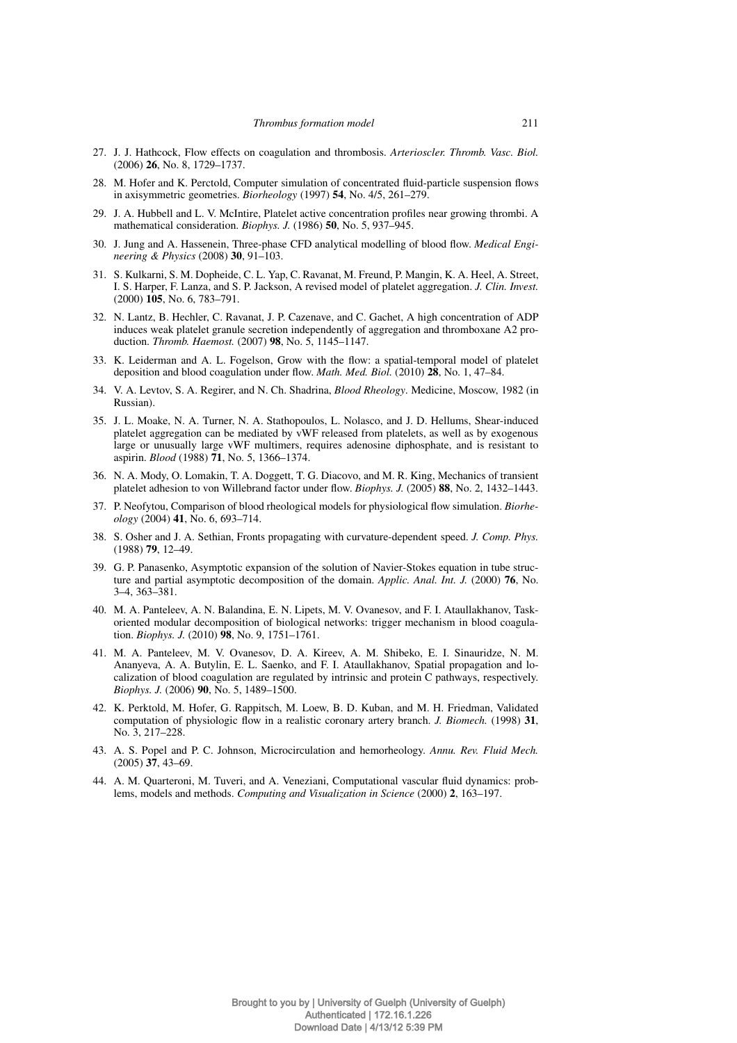27. J. J. Hathcock, Flow effects on coagulation and thrombosis. *Arterioscler. Thromb. Vasc. Biol.* (2006) **26**, No. 8, 1729–1737.

28. M. Hofer and K. Perctold, Computer simulation of concentrated fluid-particle suspension flows in axisymmetric geometries. *Biorheology* (1997) **54**, No. 4/5, 261–279.

29. J. A. Hubbell and L. V. McIntire, Platelet active concentration profiles near growing thrombi. A mathematical consideration. *Biophys. J.* (1986) **50**, No. 5, 937–945.

30. J. Jung and A. Hassenein, Three-phase CFD analytical modelling of blood flow. *Medical Engineering & Physics* (2008) **30**, 91–103.

31. S. Kulkarni, S. M. Dopheide, C. L. Yap, C. Ravanat, M. Freund, P. Mangin, K. A. Heel, A. Street, I. S. Harper, F. Lanza, and S. P. Jackson, A revised model of platelet aggregation. *J. Clin. Invest.* (2000) **105**, No. 6, 783–791.

32. N. Lantz, B. Hechler, C. Ravanat, J. P. Cazenave, and C. Gachet, A high concentration of ADP induces weak platelet granule secretion independently of aggregation and thromboxane A2 production. *Thromb. Haemost.* (2007) **98**, No. 5, 1145–1147.

33. K. Leiderman and A. L. Fogelson, Grow with the flow: a spatial-temporal model of platelet deposition and blood coagulation under flow. *Math. Med. Biol.* (2010) **28**, No. 1, 47–84.

34. V. A. Levtov, S. A. Regirer, and N. Ch. Shadrina, *Blood Rheology*. Medicine, Moscow, 1982 (in Russian).

35. J. L. Moake, N. A. Turner, N. A. Stathopoulos, L. Nolasco, and J. D. Hellums, Shear-induced platelet aggregation can be mediated by vWF released from platelets, as well as by exogenous large or unusually large vWF multimers, requires adenosine diphosphate, and is resistant to aspirin. *Blood* (1988) **71**, No. 5, 1366–1374.

36. N. A. Mody, O. Lomakin, T. A. Doggett, T. G. Diacovo, and M. R. King, Mechanics of transient platelet adhesion to von Willebrand factor under flow. *Biophys. J.* (2005) **88**, No. 2, 1432–1443.

37. P. Neofytou, Comparison of blood rheological models for physiological flow simulation. *Biorheology* (2004) **41**, No. 6, 693–714.

38. S. Osher and J. A. Sethian, Fronts propagating with curvature-dependent speed. *J. Comp. Phys.* (1988) **79**, 12–49.

39. G. P. Panasenko, Asymptotic expansion of the solution of Navier-Stokes equation in tube structure and partial asymptotic decomposition of the domain. *Applic. Anal. Int. J.* (2000) **76**, No. 3–4, 363–381.

40. M. A. Panteleev, A. N. Balandina, E. N. Lipets, M. V. Ovanesov, and F. I. Ataullakhanov, Task-oriented modular decomposition of biological networks: trigger mechanism in blood coagulation. *Biophys. J.* (2010) **98**, No. 9, 1751–1761.

41. M. A. Panteleev, M. V. Ovanesov, D. A. Kireev, A. M. Shibeko, E. I. Sinauridze, N. M. Ananyeva, A. A. Butylin, E. L. Saenko, and F. I. Ataullakhanov, Spatial propagation and localization of blood coagulation are regulated by intrinsic and protein C pathways, respectively. *Biophys. J.* (2006) **90**, No. 5, 1489–1500.

42. K. Perktold, M. Hofer, G. Rappitsch, M. Loew, B. D. Kuban, and M. H. Friedman, Validated computation of physiologic flow in a realistic coronary artery branch. *J. Biomech.* (1998) **31**, No. 3, 217–228.

43. A. S. Popel and P. C. Johnson, Microcirculation and hemorheology. *Annu. Rev. Fluid Mech.* (2005) **37**, 43–69.

44. A. M. Quarteroni, M. Tuveri, and A. Veneziani, Computational vascular fluid dynamics: problems, models and methods. *Computing and Visualization in Science* (2000) **2**, 163–197.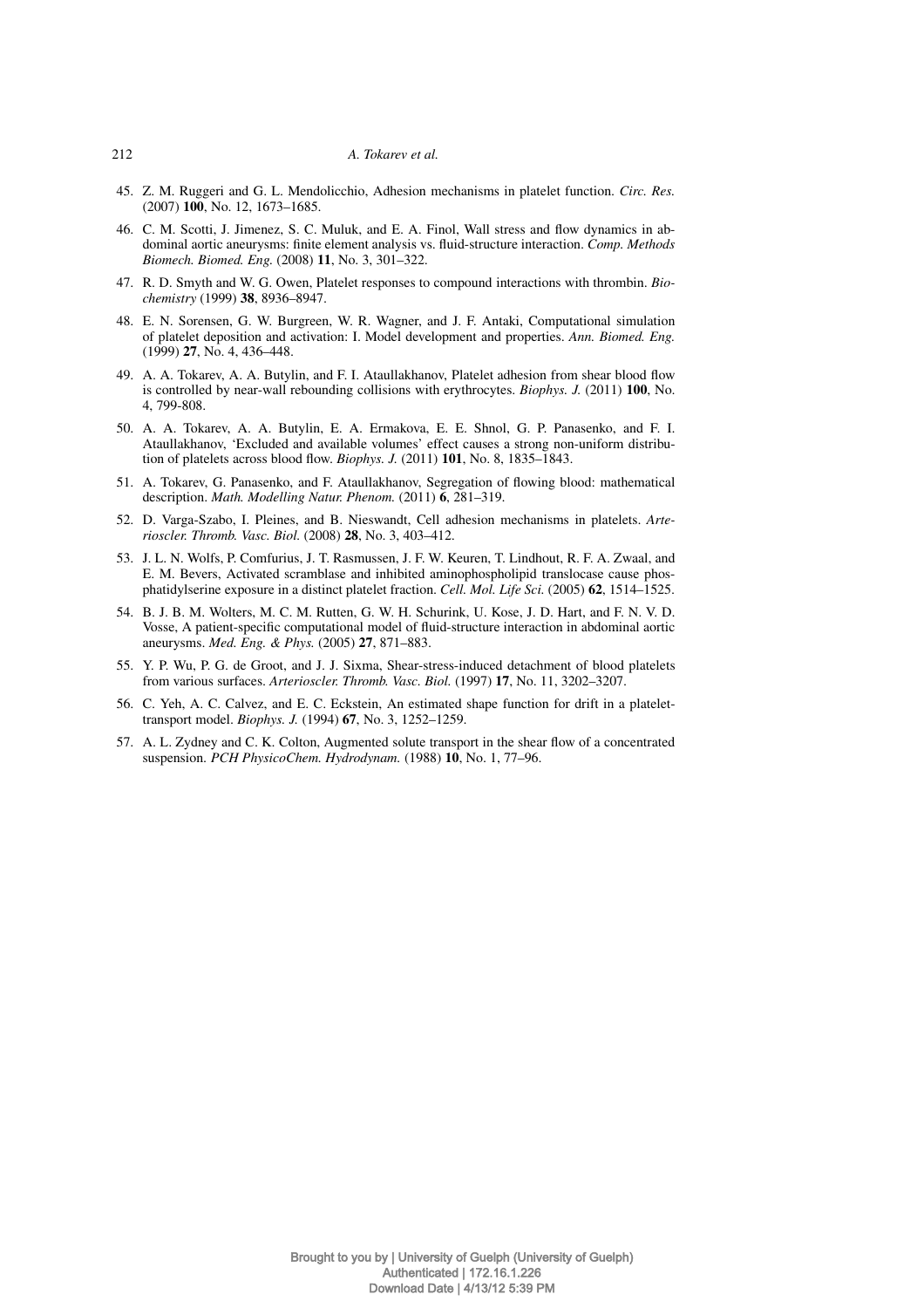45. Z. M. Ruggeri and G. L. Mendolicchio, Adhesion mechanisms in platelet function. *Circ. Res.* (2007) **100**, No. 12, 1673–1685.

46. C. M. Scotti, J. Jimenez, S. C. Muluk, and E. A. Finol, Wall stress and flow dynamics in abdominal aortic aneurysms: finite element analysis vs. fluid-structure interaction. *Comp. Methods Biomech. Biomed. Eng.* (2008) **11**, No. 3, 301–322.

47. R. D. Smyth and W. G. Owen, Platelet responses to compound interactions with thrombin. *Biochemistry* (1999) **38**, 8936–8947.

48. E. N. Sorensen, G. W. Burgreen, W. R. Wagner, and J. F. Antaki, Computational simulation of platelet deposition and activation: I. Model development and properties. *Ann. Biomed. Eng.* (1999) **27**, No. 4, 436–448.

49. A. A. Tokarev, A. A. Butylin, and F. I. Ataullakhanov, Platelet adhesion from shear blood flow is controlled by near-wall rebounding collisions with erythrocytes. *Biophys. J.* (2011) **100**, No. 4, 799-808.

50. A. A. Tokarev, A. A. Butylin, E. A. Ermakova, E. E. Shnol, G. P. Panasenko, and F. I. Ataullakhanov, 'Excluded and available volumes' effect causes a strong non-uniform distribution of platelets across blood flow. *Biophys. J.* (2011) **101**, No. 8, 1835–1843.

51. A. Tokarev, G. Panasenko, and F. Ataullakhanov, Segregation of flowing blood: mathematical description. *Math. Modelling Natur. Phenom.* (2011) **6**, 281–319.

52. D. Varga-Szabo, I. Pleines, and B. Nieswandt, Cell adhesion mechanisms in platelets. *Arterioscler. Thromb. Vasc. Biol.* (2008) **28**, No. 3, 403–412.

53. J. L. N. Wolfs, P. Comfurius, J. T. Rasmussen, J. F. W. Keuren, T. Lindhout, R. F. A. Zwaal, and E. M. Bevers, Activated scramblase and inhibited aminophospholipid translocase cause phosphatidylserine exposure in a distinct platelet fraction. *Cell. Mol. Life Sci.* (2005) **62**, 1514–1525.

54. B. J. B. M. Wolters, M. C. M. Rutten, G. W. H. Schurink, U. Kose, J. D. Hart, and F. N. V. D. Vosse, A patient-specific computational model of fluid-structure interaction in abdominal aortic aneurysms. *Med. Eng. & Phys.* (2005) **27**, 871–883.

55. Y. P. Wu, P. G. de Groot, and J. J. Sixma, Shear-stress-induced detachment of blood platelets from various surfaces. *Arterioscler. Thromb. Vasc. Biol.* (1997) **17**, No. 11, 3202–3207.

56. C. Yeh, A. C. Calvez, and E. C. Eckstein, An estimated shape function for drift in a platelet-transport model. *Biophys. J.* (1994) **67**, No. 3, 1252–1259.

57. A. L. Zydney and C. K. Colton, Augmented solute transport in the shear flow of a concentrated suspension. *PCH PhysicoChem. Hydrodynam.* (1988) **10**, No. 1, 77–96.